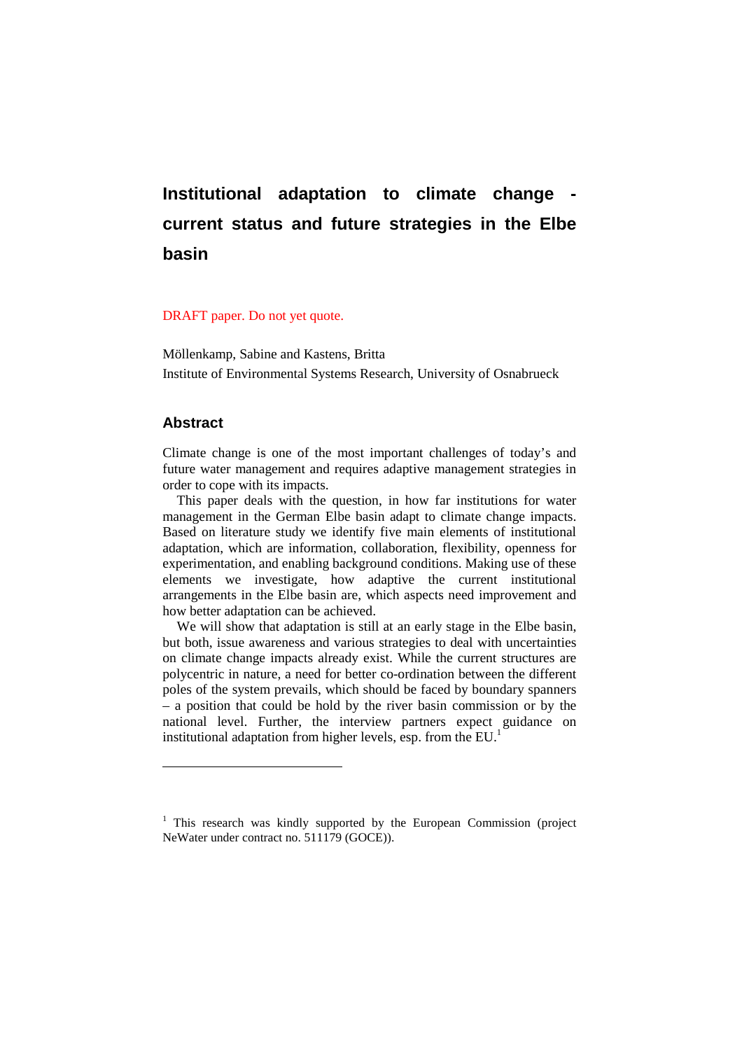# Institutional adaptation to climate change - current status and future strategies in the Elbe basin

DRAFT paper. Do not yet quote.

Möllenkamp, Sabine and Kastens, Britta
Institute of Environmental Systems Research, University of Osnabrueck

## Abstract

Climate change is one of the most important challenges of today's and future water management and requires adaptive management strategies in order to cope with its impacts.

This paper deals with the question, in how far institutions for water management in the German Elbe basin adapt to climate change impacts. Based on literature study we identify five main elements of institutional adaptation, which are information, collaboration, flexibility, openness for experimentation, and enabling background conditions. Making use of these elements we investigate, how adaptive the current institutional arrangements in the Elbe basin are, which aspects need improvement and how better adaptation can be achieved.

We will show that adaptation is still at an early stage in the Elbe basin, but both, issue awareness and various strategies to deal with uncertainties on climate change impacts already exist. While the current structures are polycentric in nature, a need for better co-ordination between the different poles of the system prevails, which should be faced by boundary spanners – a position that could be hold by the river basin commission or by the national level. Further, the interview partners expect guidance on institutional adaptation from higher levels, esp. from the EU.[1]

---

[1] This research was kindly supported by the European Commission (project NeWater under contract no. 511179 (GOCE)).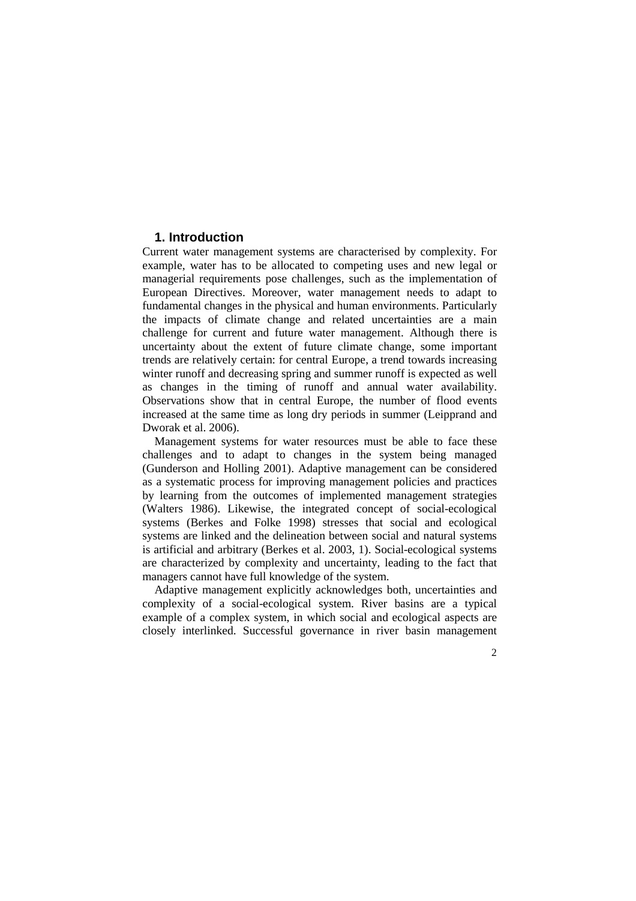## 1. Introduction

Current water management systems are characterised by complexity. For example, water has to be allocated to competing uses and new legal or managerial requirements pose challenges, such as the implementation of European Directives. Moreover, water management needs to adapt to fundamental changes in the physical and human environments. Particularly the impacts of climate change and related uncertainties are a main challenge for current and future water management. Although there is uncertainty about the extent of future climate change, some important trends are relatively certain: for central Europe, a trend towards increasing winter runoff and decreasing spring and summer runoff is expected as well as changes in the timing of runoff and annual water availability. Observations show that in central Europe, the number of flood events increased at the same time as long dry periods in summer (Leipprand and Dworak et al. 2006).

Management systems for water resources must be able to face these challenges and to adapt to changes in the system being managed (Gunderson and Holling 2001). Adaptive management can be considered as a systematic process for improving management policies and practices by learning from the outcomes of implemented management strategies (Walters 1986). Likewise, the integrated concept of social-ecological systems (Berkes and Folke 1998) stresses that social and ecological systems are linked and the delineation between social and natural systems is artificial and arbitrary (Berkes et al. 2003, 1). Social-ecological systems are characterized by complexity and uncertainty, leading to the fact that managers cannot have full knowledge of the system.

Adaptive management explicitly acknowledges both, uncertainties and complexity of a social-ecological system. River basins are a typical example of a complex system, in which social and ecological aspects are closely interlinked. Successful governance in river basin management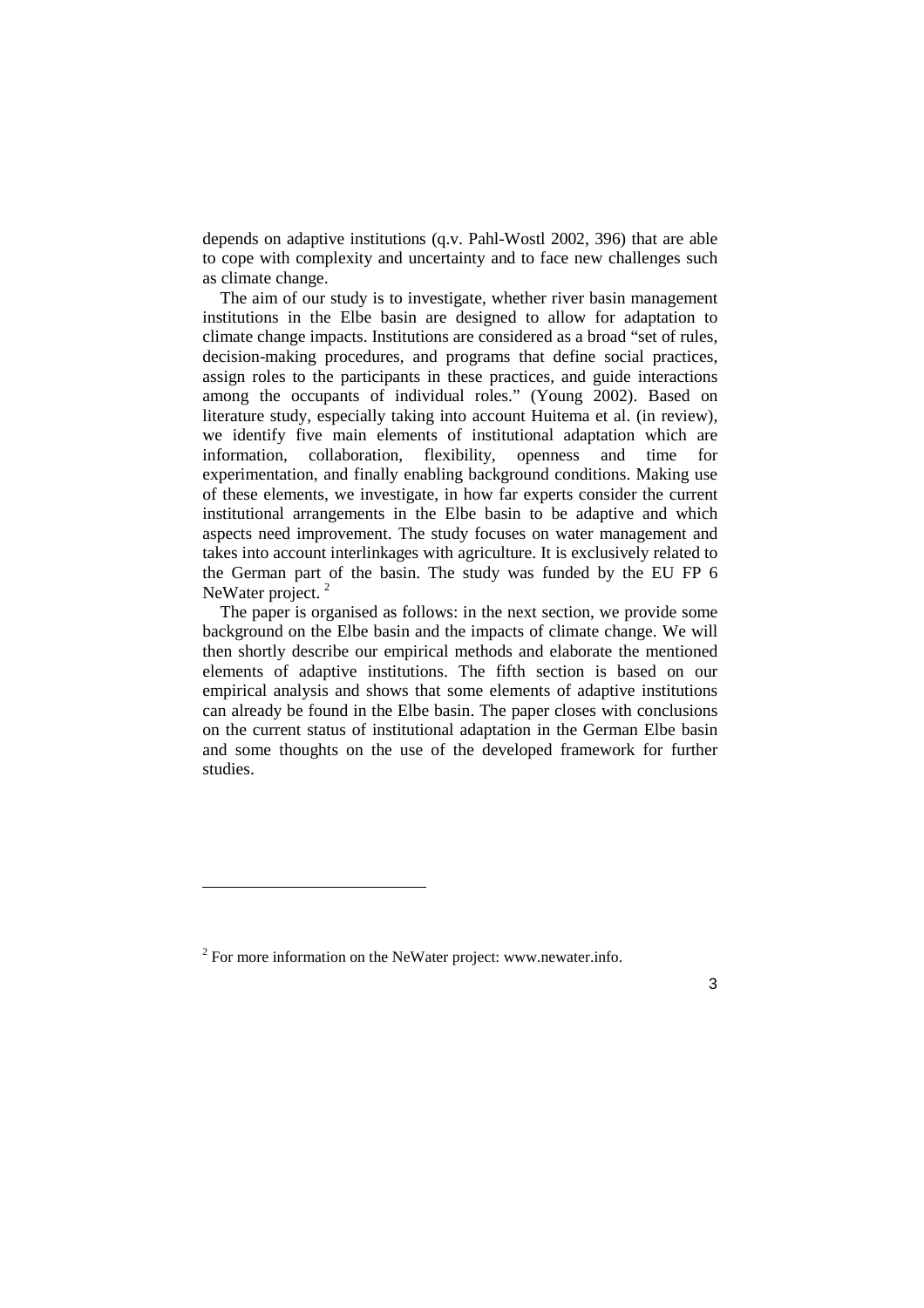depends on adaptive institutions (q.v. Pahl-Wostl 2002, 396) that are able to cope with complexity and uncertainty and to face new challenges such as climate change.

The aim of our study is to investigate, whether river basin management institutions in the Elbe basin are designed to allow for adaptation to climate change impacts. Institutions are considered as a broad "set of rules, decision-making procedures, and programs that define social practices, assign roles to the participants in these practices, and guide interactions among the occupants of individual roles." (Young 2002). Based on literature study, especially taking into account Huitema et al. (in review), we identify five main elements of institutional adaptation which are information, collaboration, flexibility, openness and time for experimentation, and finally enabling background conditions. Making use of these elements, we investigate, in how far experts consider the current institutional arrangements in the Elbe basin to be adaptive and which aspects need improvement. The study focuses on water management and takes into account interlinkages with agriculture. It is exclusively related to the German part of the basin. The study was funded by the EU FP 6 NeWater project. [2]

The paper is organised as follows: in the next section, we provide some background on the Elbe basin and the impacts of climate change. We will then shortly describe our empirical methods and elaborate the mentioned elements of adaptive institutions. The fifth section is based on our empirical analysis and shows that some elements of adaptive institutions can already be found in the Elbe basin. The paper closes with conclusions on the current status of institutional adaptation in the German Elbe basin and some thoughts on the use of the developed framework for further studies.

---

[2] For more information on the NeWater project: www.newater.info.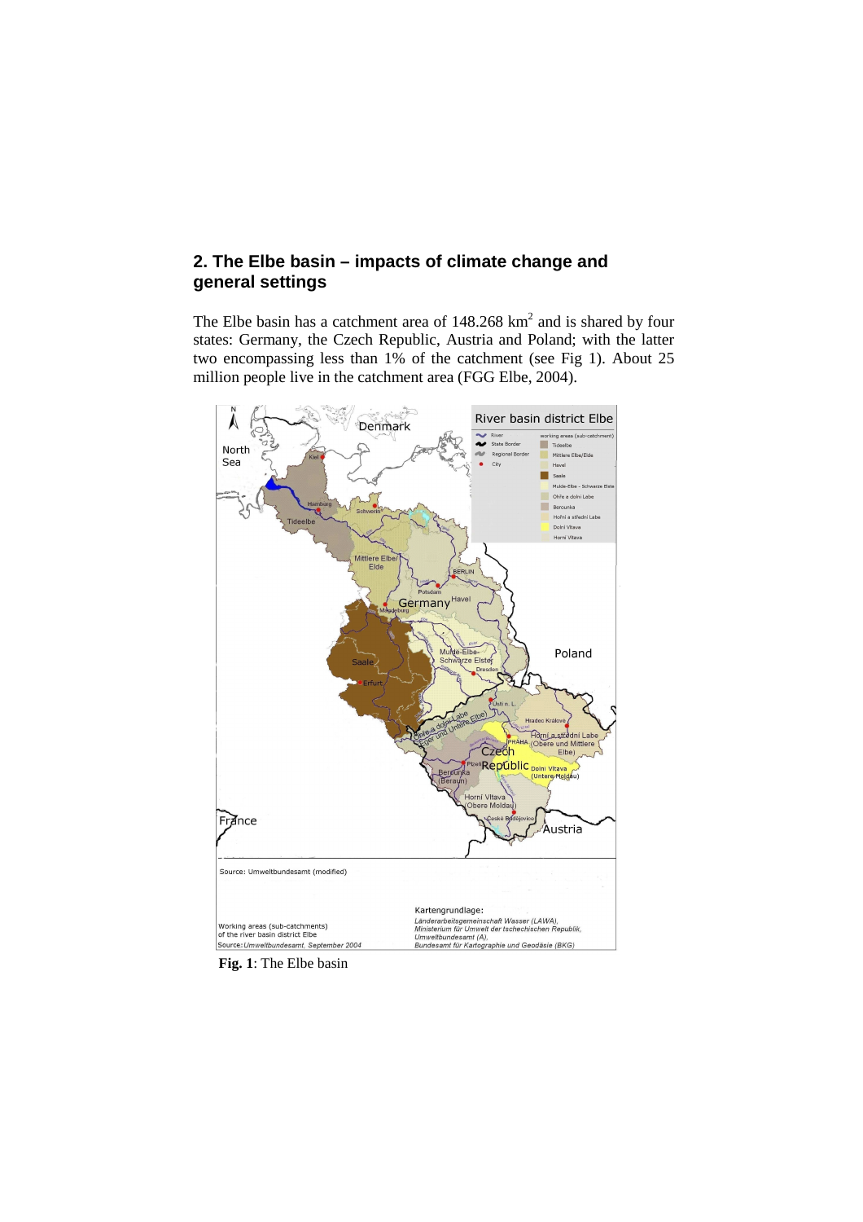## 2. The Elbe basin – impacts of climate change and general settings

The Elbe basin has a catchment area of 148.268 km$^2$ and is shared by four states: Germany, the Czech Republic, Austria and Poland; with the latter two encompassing less than 1% of the catchment (see Fig 1). About 25 million people live in the catchment area (FGG Elbe, 2004).

**Fig. 1**: The Elbe basin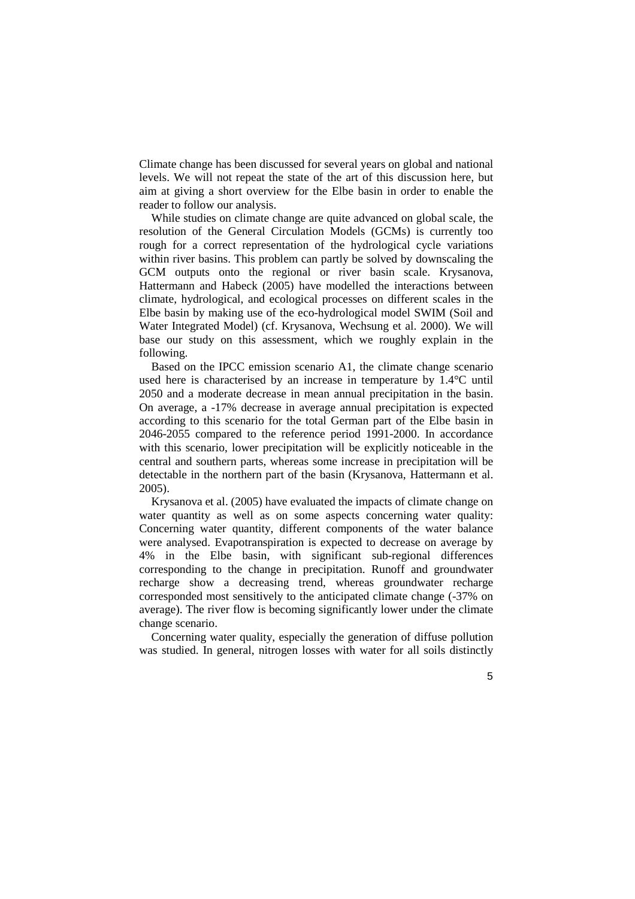Climate change has been discussed for several years on global and national levels. We will not repeat the state of the art of this discussion here, but aim at giving a short overview for the Elbe basin in order to enable the reader to follow our analysis.

While studies on climate change are quite advanced on global scale, the resolution of the General Circulation Models (GCMs) is currently too rough for a correct representation of the hydrological cycle variations within river basins. This problem can partly be solved by downscaling the GCM outputs onto the regional or river basin scale. Krysanova, Hattermann and Habeck (2005) have modelled the interactions between climate, hydrological, and ecological processes on different scales in the Elbe basin by making use of the eco-hydrological model SWIM (Soil and Water Integrated Model) (cf. Krysanova, Wechsung et al. 2000). We will base our study on this assessment, which we roughly explain in the following.

Based on the IPCC emission scenario A1, the climate change scenario used here is characterised by an increase in temperature by 1.4°C until 2050 and a moderate decrease in mean annual precipitation in the basin. On average, a -17% decrease in average annual precipitation is expected according to this scenario for the total German part of the Elbe basin in 2046-2055 compared to the reference period 1991-2000. In accordance with this scenario, lower precipitation will be explicitly noticeable in the central and southern parts, whereas some increase in precipitation will be detectable in the northern part of the basin (Krysanova, Hattermann et al. 2005).

Krysanova et al. (2005) have evaluated the impacts of climate change on water quantity as well as on some aspects concerning water quality: Concerning water quantity, different components of the water balance were analysed. Evapotranspiration is expected to decrease on average by 4% in the Elbe basin, with significant sub-regional differences corresponding to the change in precipitation. Runoff and groundwater recharge show a decreasing trend, whereas groundwater recharge corresponded most sensitively to the anticipated climate change (-37% on average). The river flow is becoming significantly lower under the climate change scenario.

Concerning water quality, especially the generation of diffuse pollution was studied. In general, nitrogen losses with water for all soils distinctly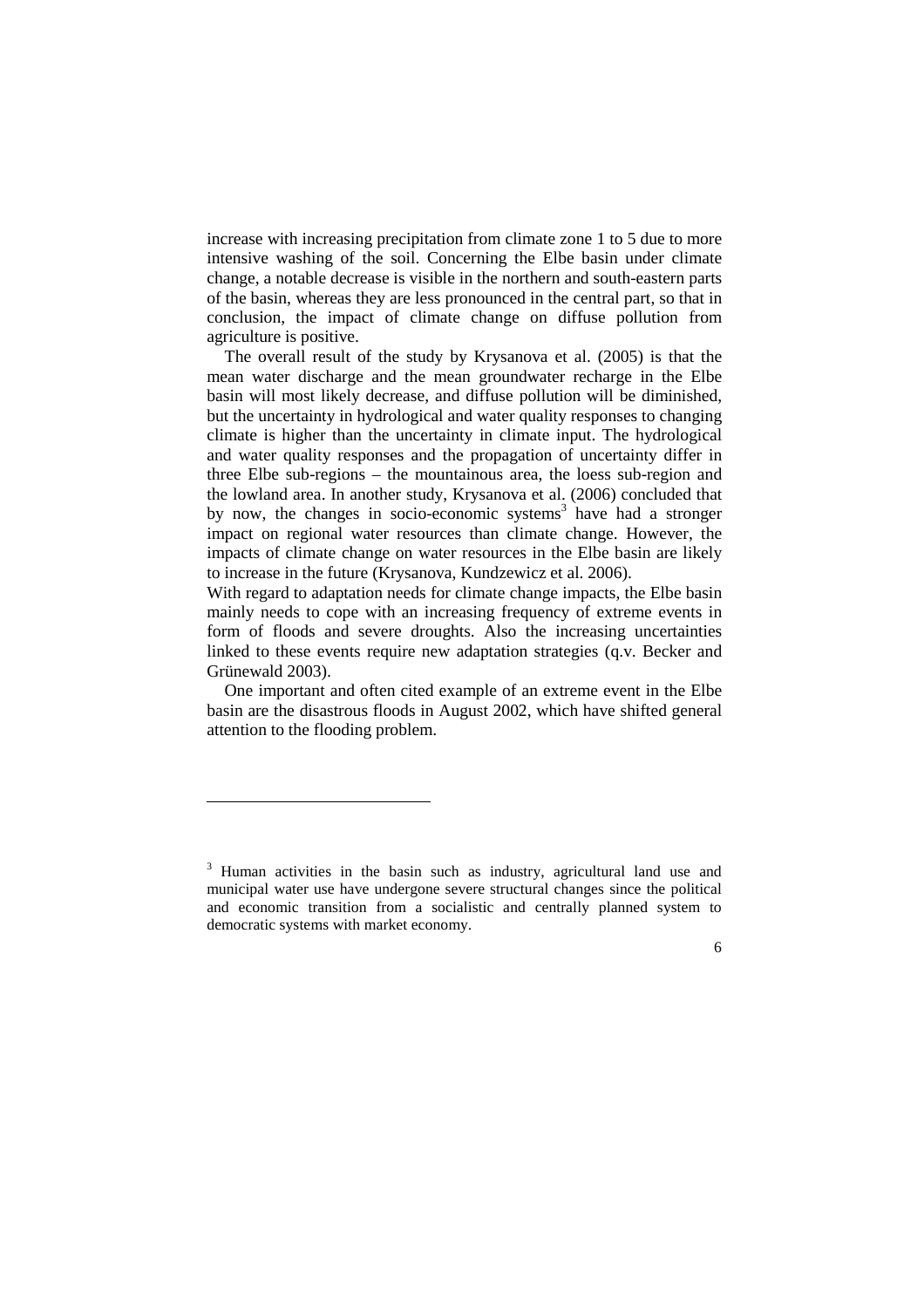increase with increasing precipitation from climate zone 1 to 5 due to more intensive washing of the soil. Concerning the Elbe basin under climate change, a notable decrease is visible in the northern and south-eastern parts of the basin, whereas they are less pronounced in the central part, so that in conclusion, the impact of climate change on diffuse pollution from agriculture is positive.

The overall result of the study by Krysanova et al. (2005) is that the mean water discharge and the mean groundwater recharge in the Elbe basin will most likely decrease, and diffuse pollution will be diminished, but the uncertainty in hydrological and water quality responses to changing climate is higher than the uncertainty in climate input. The hydrological and water quality responses and the propagation of uncertainty differ in three Elbe sub-regions – the mountainous area, the loess sub-region and the lowland area. In another study, Krysanova et al. (2006) concluded that by now, the changes in socio-economic systems[3] have had a stronger impact on regional water resources than climate change. However, the impacts of climate change on water resources in the Elbe basin are likely to increase in the future (Krysanova, Kundzewicz et al. 2006).

With regard to adaptation needs for climate change impacts, the Elbe basin mainly needs to cope with an increasing frequency of extreme events in form of floods and severe droughts. Also the increasing uncertainties linked to these events require new adaptation strategies (q.v. Becker and Grünewald 2003).

One important and often cited example of an extreme event in the Elbe basin are the disastrous floods in August 2002, which have shifted general attention to the flooding problem.

---

[3] Human activities in the basin such as industry, agricultural land use and municipal water use have undergone severe structural changes since the political and economic transition from a socialistic and centrally planned system to democratic systems with market economy.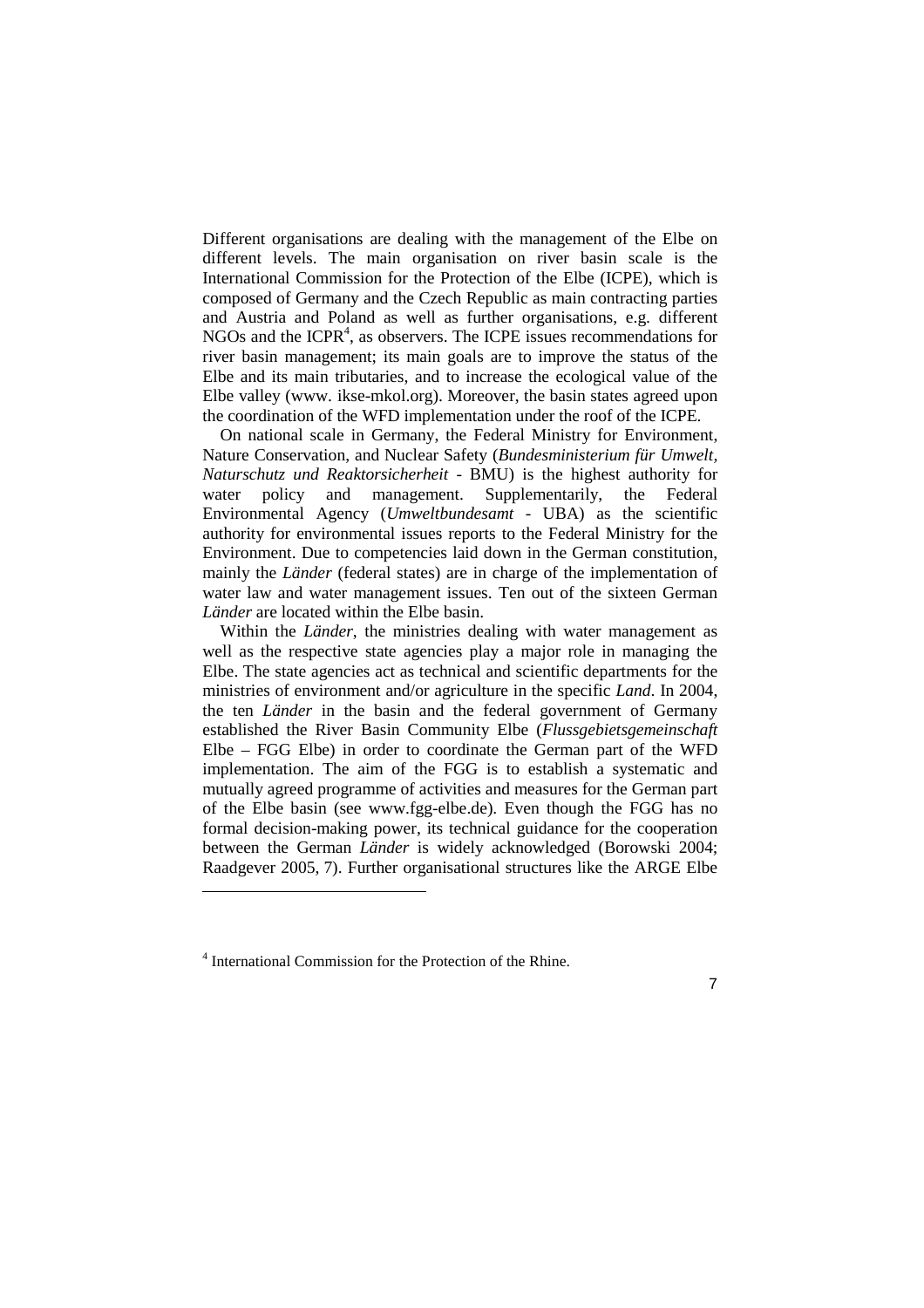Different organisations are dealing with the management of the Elbe on different levels. The main organisation on river basin scale is the International Commission for the Protection of the Elbe (ICPE), which is composed of Germany and the Czech Republic as main contracting parties and Austria and Poland as well as further organisations, e.g. different NGOs and the ICPR[4], as observers. The ICPE issues recommendations for river basin management; its main goals are to improve the status of the Elbe and its main tributaries, and to increase the ecological value of the Elbe valley (www. ikse-mkol.org). Moreover, the basin states agreed upon the coordination of the WFD implementation under the roof of the ICPE.

On national scale in Germany, the Federal Ministry for Environment, Nature Conservation, and Nuclear Safety (*Bundesministerium für Umwelt, Naturschutz und Reaktorsicherheit* - BMU) is the highest authority for water policy and management. Supplementarily, the Federal Environmental Agency (*Umweltbundesamt* - UBA) as the scientific authority for environmental issues reports to the Federal Ministry for the Environment. Due to competencies laid down in the German constitution, mainly the *Länder* (federal states) are in charge of the implementation of water law and water management issues. Ten out of the sixteen German *Länder* are located within the Elbe basin.

Within the *Länder*, the ministries dealing with water management as well as the respective state agencies play a major role in managing the Elbe. The state agencies act as technical and scientific departments for the ministries of environment and/or agriculture in the specific *Land*. In 2004, the ten *Länder* in the basin and the federal government of Germany established the River Basin Community Elbe (*Flussgebietsgemeinschaft* Elbe – FGG Elbe) in order to coordinate the German part of the WFD implementation. The aim of the FGG is to establish a systematic and mutually agreed programme of activities and measures for the German part of the Elbe basin (see www.fgg-elbe.de). Even though the FGG has no formal decision-making power, its technical guidance for the cooperation between the German *Länder* is widely acknowledged (Borowski 2004; Raadgever 2005, 7). Further organisational structures like the ARGE Elbe

[4] International Commission for the Protection of the Rhine.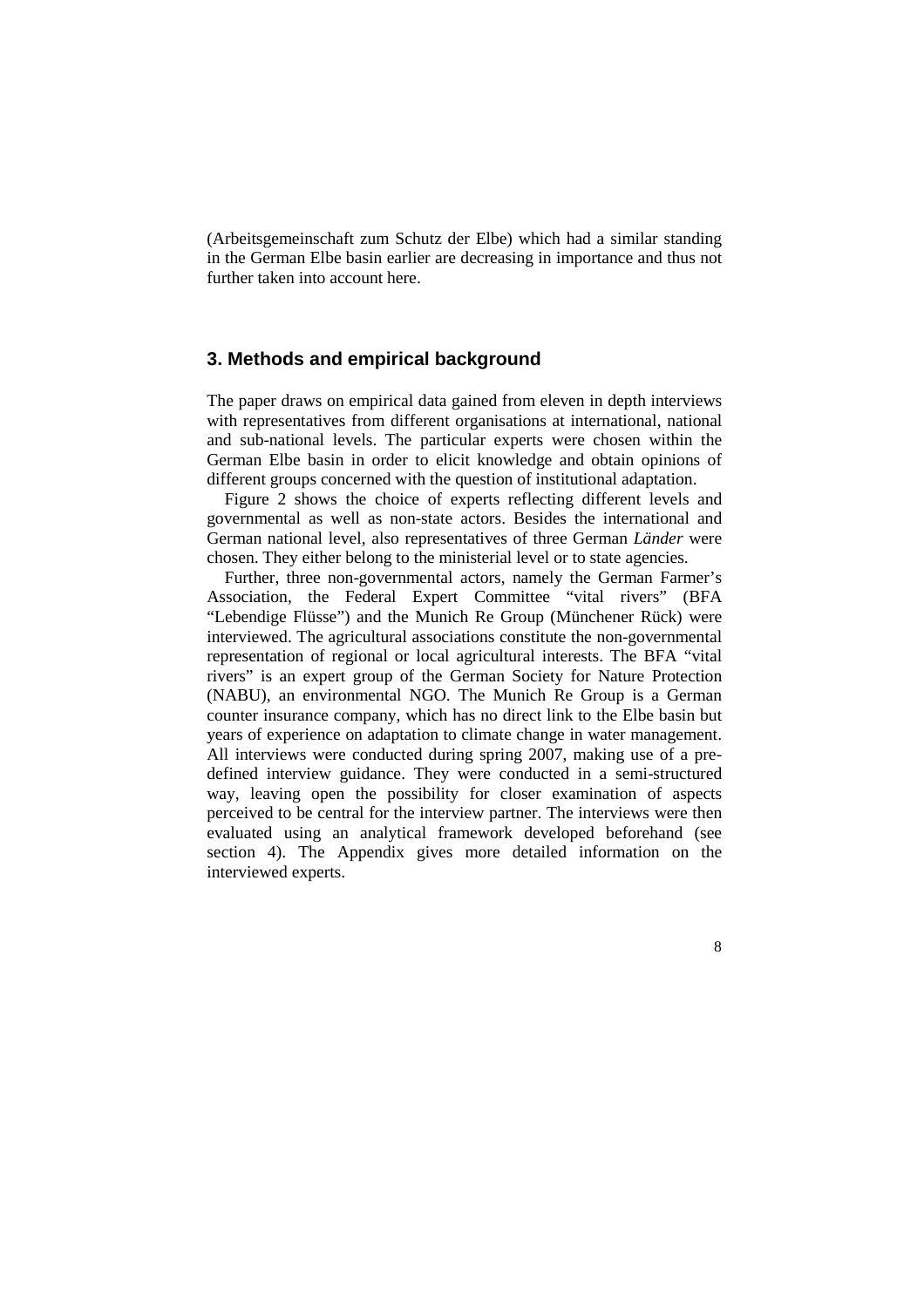(Arbeitsgemeinschaft zum Schutz der Elbe) which had a similar standing in the German Elbe basin earlier are decreasing in importance and thus not further taken into account here.

## 3. Methods and empirical background

The paper draws on empirical data gained from eleven in depth interviews with representatives from different organisations at international, national and sub-national levels. The particular experts were chosen within the German Elbe basin in order to elicit knowledge and obtain opinions of different groups concerned with the question of institutional adaptation.

Figure 2 shows the choice of experts reflecting different levels and governmental as well as non-state actors. Besides the international and German national level, also representatives of three German *Länder* were chosen. They either belong to the ministerial level or to state agencies.

Further, three non-governmental actors, namely the German Farmer's Association, the Federal Expert Committee "vital rivers" (BFA "Lebendige Flüsse") and the Munich Re Group (Münchener Rück) were interviewed. The agricultural associations constitute the non-governmental representation of regional or local agricultural interests. The BFA "vital rivers" is an expert group of the German Society for Nature Protection (NABU), an environmental NGO. The Munich Re Group is a German counter insurance company, which has no direct link to the Elbe basin but years of experience on adaptation to climate change in water management. All interviews were conducted during spring 2007, making use of a pre-defined interview guidance. They were conducted in a semi-structured way, leaving open the possibility for closer examination of aspects perceived to be central for the interview partner. The interviews were then evaluated using an analytical framework developed beforehand (see section 4). The Appendix gives more detailed information on the interviewed experts.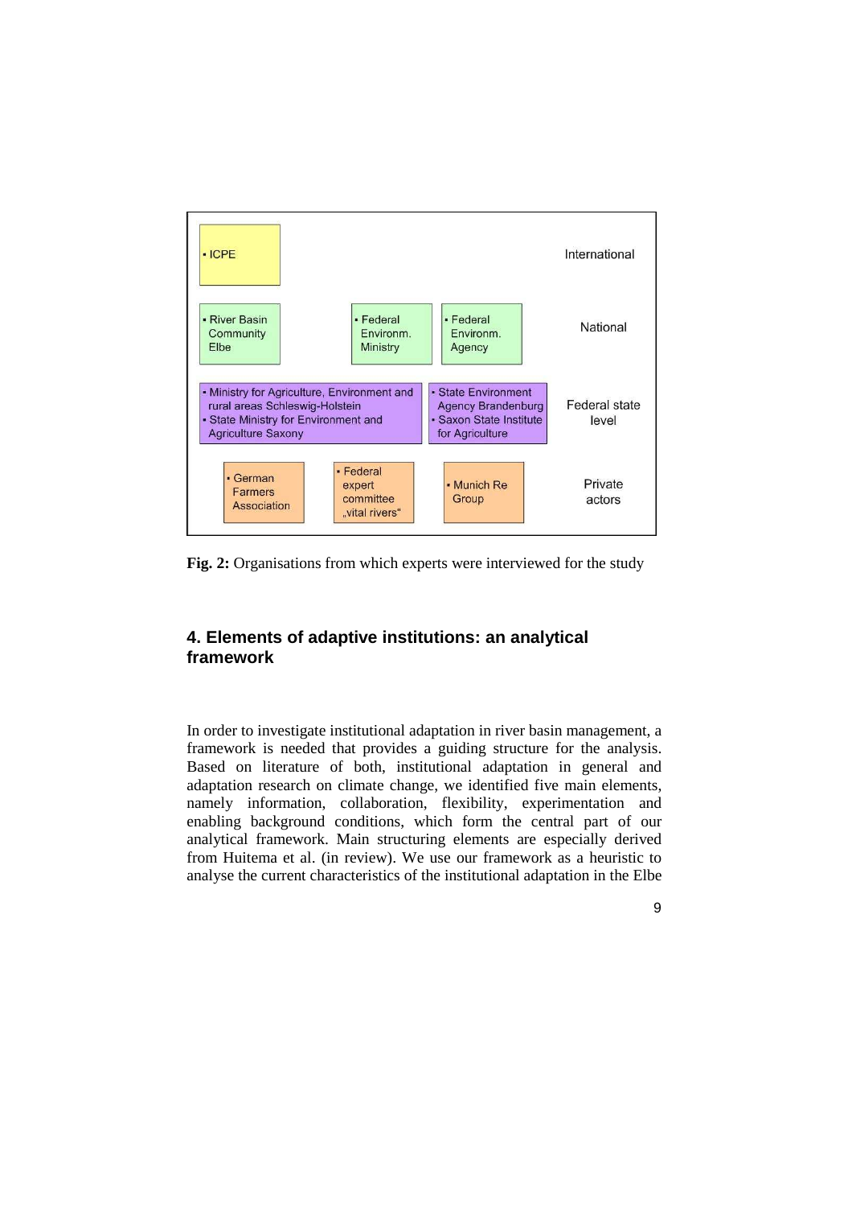| | | | |
|---|---|---|---|
| ICPE | | | International |
| River Basin Community Elbe | Federal Environm. Ministry | Federal Environm. Agency | National |
| Ministry for Agriculture, Environment and rural areas Schleswig-Holstein; State Ministry for Environment and Agriculture Saxony | | State Environment Agency Brandenburg; Saxon State Institute for Agriculture | Federal state level |
| German Farmers Association | Federal expert committee „vital rivers“ | Munich Re Group | Private actors |

**Fig. 2:** Organisations from which experts were interviewed for the study

## 4. Elements of adaptive institutions: an analytical framework

In order to investigate institutional adaptation in river basin management, a framework is needed that provides a guiding structure for the analysis. Based on literature of both, institutional adaptation in general and adaptation research on climate change, we identified five main elements, namely information, collaboration, flexibility, experimentation and enabling background conditions, which form the central part of our analytical framework. Main structuring elements are especially derived from Huitema et al. (in review). We use our framework as a heuristic to analyse the current characteristics of the institutional adaptation in the Elbe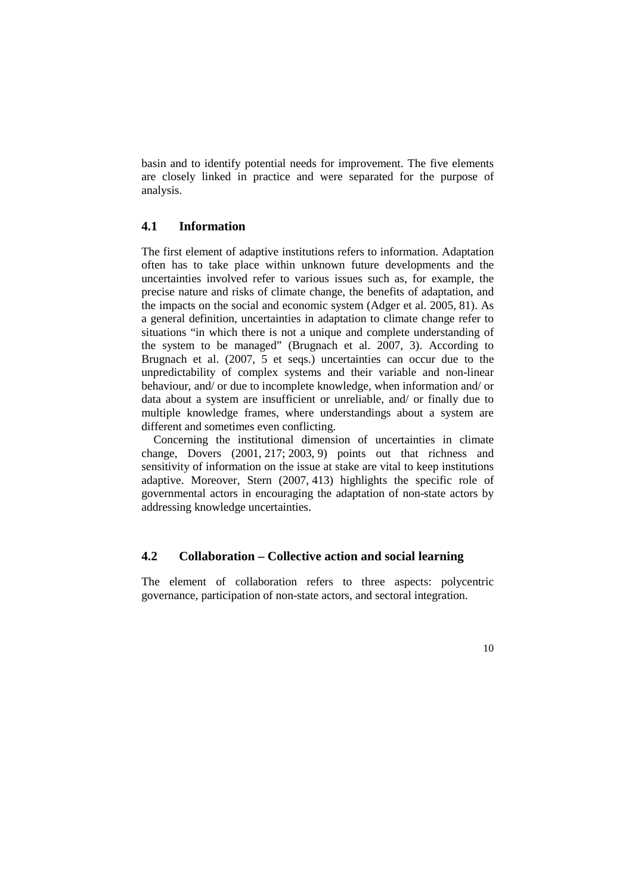basin and to identify potential needs for improvement. The five elements are closely linked in practice and were separated for the purpose of analysis.

## 4.1 Information

The first element of adaptive institutions refers to information. Adaptation often has to take place within unknown future developments and the uncertainties involved refer to various issues such as, for example, the precise nature and risks of climate change, the benefits of adaptation, and the impacts on the social and economic system (Adger et al. 2005, 81). As a general definition, uncertainties in adaptation to climate change refer to situations "in which there is not a unique and complete understanding of the system to be managed" (Brugnach et al. 2007, 3). According to Brugnach et al. (2007, 5 et seqs.) uncertainties can occur due to the unpredictability of complex systems and their variable and non-linear behaviour, and/ or due to incomplete knowledge, when information and/ or data about a system are insufficient or unreliable, and/ or finally due to multiple knowledge frames, where understandings about a system are different and sometimes even conflicting.

Concerning the institutional dimension of uncertainties in climate change, Dovers (2001, 217; 2003, 9) points out that richness and sensitivity of information on the issue at stake are vital to keep institutions adaptive. Moreover, Stern (2007, 413) highlights the specific role of governmental actors in encouraging the adaptation of non-state actors by addressing knowledge uncertainties.

## 4.2 Collaboration – Collective action and social learning

The element of collaboration refers to three aspects: polycentric governance, participation of non-state actors, and sectoral integration.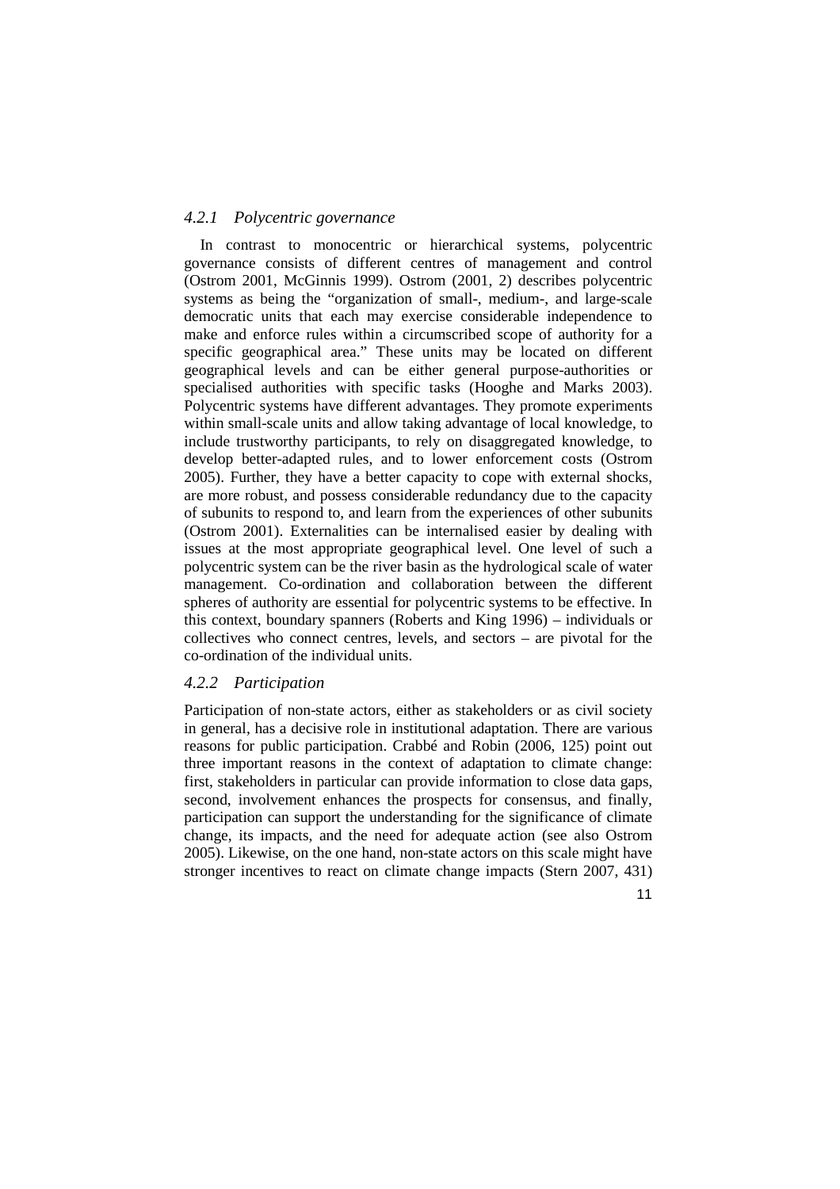### *4.2.1 Polycentric governance*

In contrast to monocentric or hierarchical systems, polycentric governance consists of different centres of management and control (Ostrom 2001, McGinnis 1999). Ostrom (2001, 2) describes polycentric systems as being the "organization of small-, medium-, and large-scale democratic units that each may exercise considerable independence to make and enforce rules within a circumscribed scope of authority for a specific geographical area." These units may be located on different geographical levels and can be either general purpose-authorities or specialised authorities with specific tasks (Hooghe and Marks 2003). Polycentric systems have different advantages. They promote experiments within small-scale units and allow taking advantage of local knowledge, to include trustworthy participants, to rely on disaggregated knowledge, to develop better-adapted rules, and to lower enforcement costs (Ostrom 2005). Further, they have a better capacity to cope with external shocks, are more robust, and possess considerable redundancy due to the capacity of subunits to respond to, and learn from the experiences of other subunits (Ostrom 2001). Externalities can be internalised easier by dealing with issues at the most appropriate geographical level. One level of such a polycentric system can be the river basin as the hydrological scale of water management. Co-ordination and collaboration between the different spheres of authority are essential for polycentric systems to be effective. In this context, boundary spanners (Roberts and King 1996) – individuals or collectives who connect centres, levels, and sectors – are pivotal for the co-ordination of the individual units.

### *4.2.2 Participation*

Participation of non-state actors, either as stakeholders or as civil society in general, has a decisive role in institutional adaptation. There are various reasons for public participation. Crabbé and Robin (2006, 125) point out three important reasons in the context of adaptation to climate change: first, stakeholders in particular can provide information to close data gaps, second, involvement enhances the prospects for consensus, and finally, participation can support the understanding for the significance of climate change, its impacts, and the need for adequate action (see also Ostrom 2005). Likewise, on the one hand, non-state actors on this scale might have stronger incentives to react on climate change impacts (Stern 2007, 431)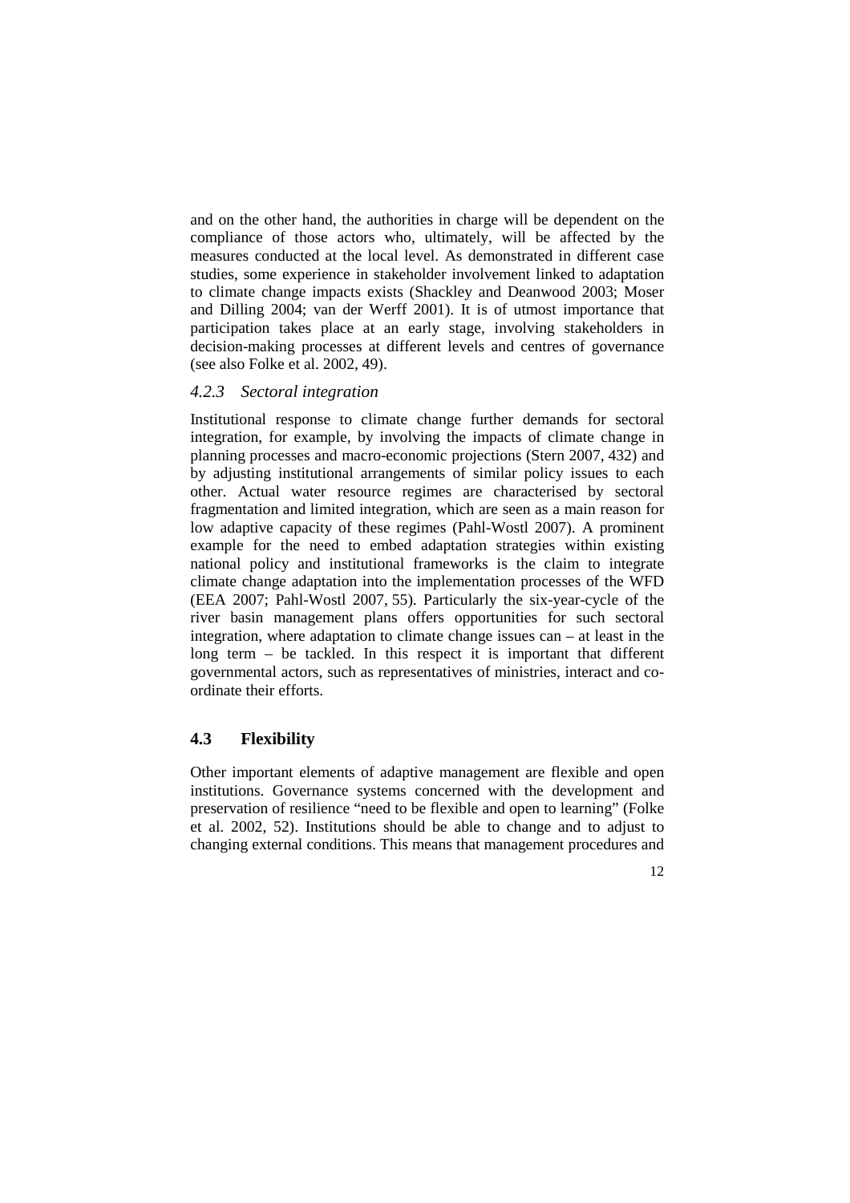and on the other hand, the authorities in charge will be dependent on the compliance of those actors who, ultimately, will be affected by the measures conducted at the local level. As demonstrated in different case studies, some experience in stakeholder involvement linked to adaptation to climate change impacts exists (Shackley and Deanwood 2003; Moser and Dilling 2004; van der Werff 2001). It is of utmost importance that participation takes place at an early stage, involving stakeholders in decision-making processes at different levels and centres of governance (see also Folke et al. 2002, 49).

### *4.2.3 Sectoral integration*

Institutional response to climate change further demands for sectoral integration, for example, by involving the impacts of climate change in planning processes and macro-economic projections (Stern 2007, 432) and by adjusting institutional arrangements of similar policy issues to each other. Actual water resource regimes are characterised by sectoral fragmentation and limited integration, which are seen as a main reason for low adaptive capacity of these regimes (Pahl-Wostl 2007). A prominent example for the need to embed adaptation strategies within existing national policy and institutional frameworks is the claim to integrate climate change adaptation into the implementation processes of the WFD (EEA 2007; Pahl-Wostl 2007, 55). Particularly the six-year-cycle of the river basin management plans offers opportunities for such sectoral integration, where adaptation to climate change issues can – at least in the long term – be tackled. In this respect it is important that different governmental actors, such as representatives of ministries, interact and co-ordinate their efforts.

## **4.3 Flexibility**

Other important elements of adaptive management are flexible and open institutions. Governance systems concerned with the development and preservation of resilience "need to be flexible and open to learning" (Folke et al. 2002, 52). Institutions should be able to change and to adjust to changing external conditions. This means that management procedures and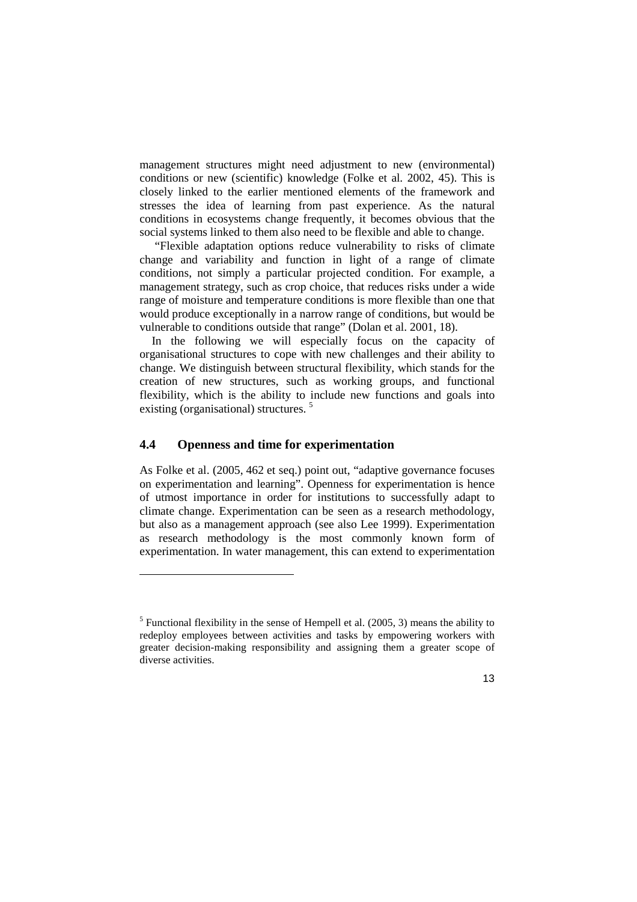management structures might need adjustment to new (environmental) conditions or new (scientific) knowledge (Folke et al. 2002, 45). This is closely linked to the earlier mentioned elements of the framework and stresses the idea of learning from past experience. As the natural conditions in ecosystems change frequently, it becomes obvious that the social systems linked to them also need to be flexible and able to change.

"Flexible adaptation options reduce vulnerability to risks of climate change and variability and function in light of a range of climate conditions, not simply a particular projected condition. For example, a management strategy, such as crop choice, that reduces risks under a wide range of moisture and temperature conditions is more flexible than one that would produce exceptionally in a narrow range of conditions, but would be vulnerable to conditions outside that range" (Dolan et al. 2001, 18).

In the following we will especially focus on the capacity of organisational structures to cope with new challenges and their ability to change. We distinguish between structural flexibility, which stands for the creation of new structures, such as working groups, and functional flexibility, which is the ability to include new functions and goals into existing (organisational) structures. [5]

## 4.4 Openness and time for experimentation

As Folke et al. (2005, 462 et seq.) point out, "adaptive governance focuses on experimentation and learning". Openness for experimentation is hence of utmost importance in order for institutions to successfully adapt to climate change. Experimentation can be seen as a research methodology, but also as a management approach (see also Lee 1999). Experimentation as research methodology is the most commonly known form of experimentation. In water management, this can extend to experimentation

---

[5] Functional flexibility in the sense of Hempell et al. (2005, 3) means the ability to redeploy employees between activities and tasks by empowering workers with greater decision-making responsibility and assigning them a greater scope of diverse activities.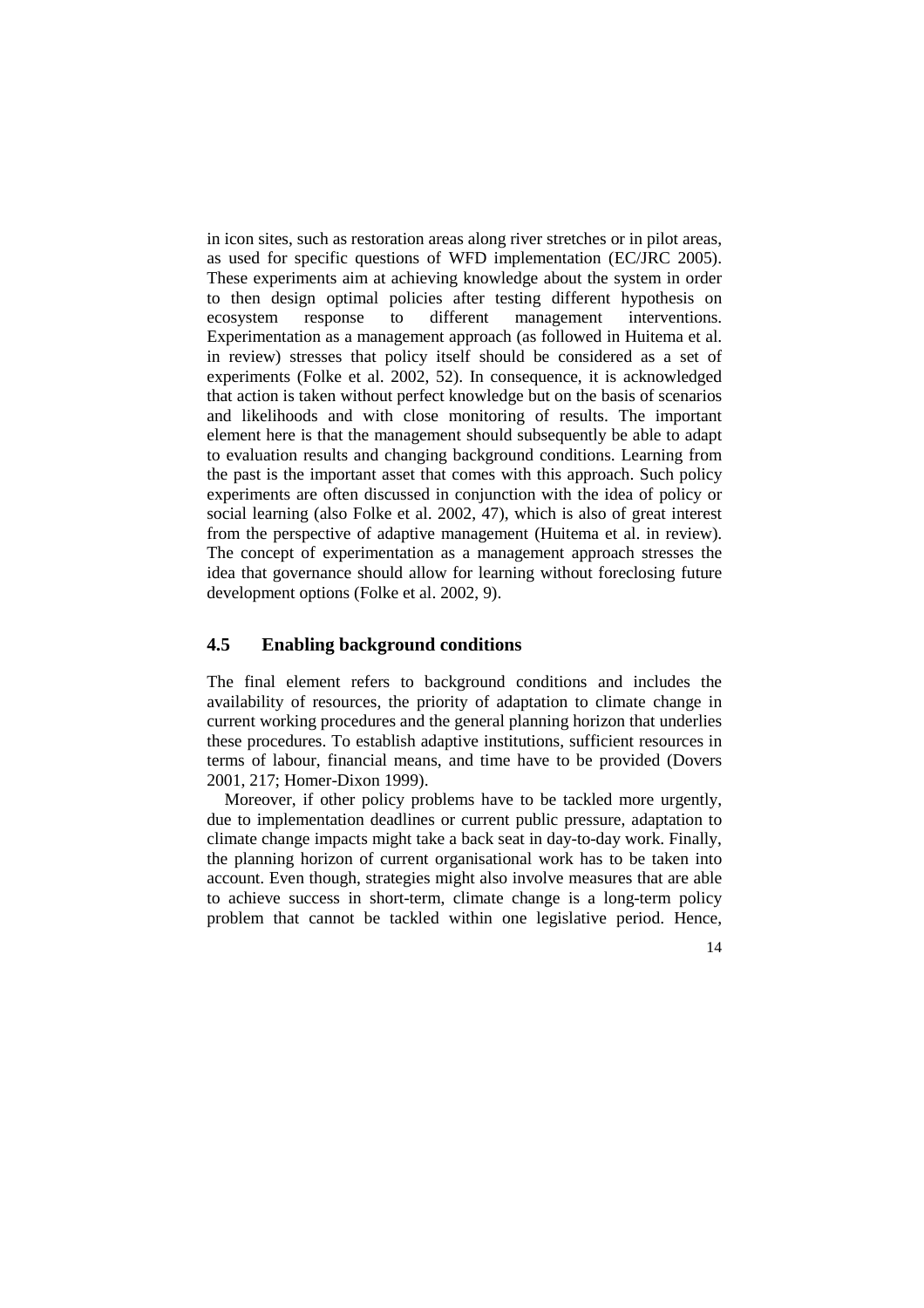in icon sites, such as restoration areas along river stretches or in pilot areas, as used for specific questions of WFD implementation (EC/JRC 2005). These experiments aim at achieving knowledge about the system in order to then design optimal policies after testing different hypothesis on ecosystem response to different management interventions. Experimentation as a management approach (as followed in Huitema et al. in review) stresses that policy itself should be considered as a set of experiments (Folke et al. 2002, 52). In consequence, it is acknowledged that action is taken without perfect knowledge but on the basis of scenarios and likelihoods and with close monitoring of results. The important element here is that the management should subsequently be able to adapt to evaluation results and changing background conditions. Learning from the past is the important asset that comes with this approach. Such policy experiments are often discussed in conjunction with the idea of policy or social learning (also Folke et al. 2002, 47), which is also of great interest from the perspective of adaptive management (Huitema et al. in review). The concept of experimentation as a management approach stresses the idea that governance should allow for learning without foreclosing future development options (Folke et al. 2002, 9).

## 4.5 Enabling background conditions

The final element refers to background conditions and includes the availability of resources, the priority of adaptation to climate change in current working procedures and the general planning horizon that underlies these procedures. To establish adaptive institutions, sufficient resources in terms of labour, financial means, and time have to be provided (Dovers 2001, 217; Homer-Dixon 1999).

Moreover, if other policy problems have to be tackled more urgently, due to implementation deadlines or current public pressure, adaptation to climate change impacts might take a back seat in day-to-day work. Finally, the planning horizon of current organisational work has to be taken into account. Even though, strategies might also involve measures that are able to achieve success in short-term, climate change is a long-term policy problem that cannot be tackled within one legislative period. Hence,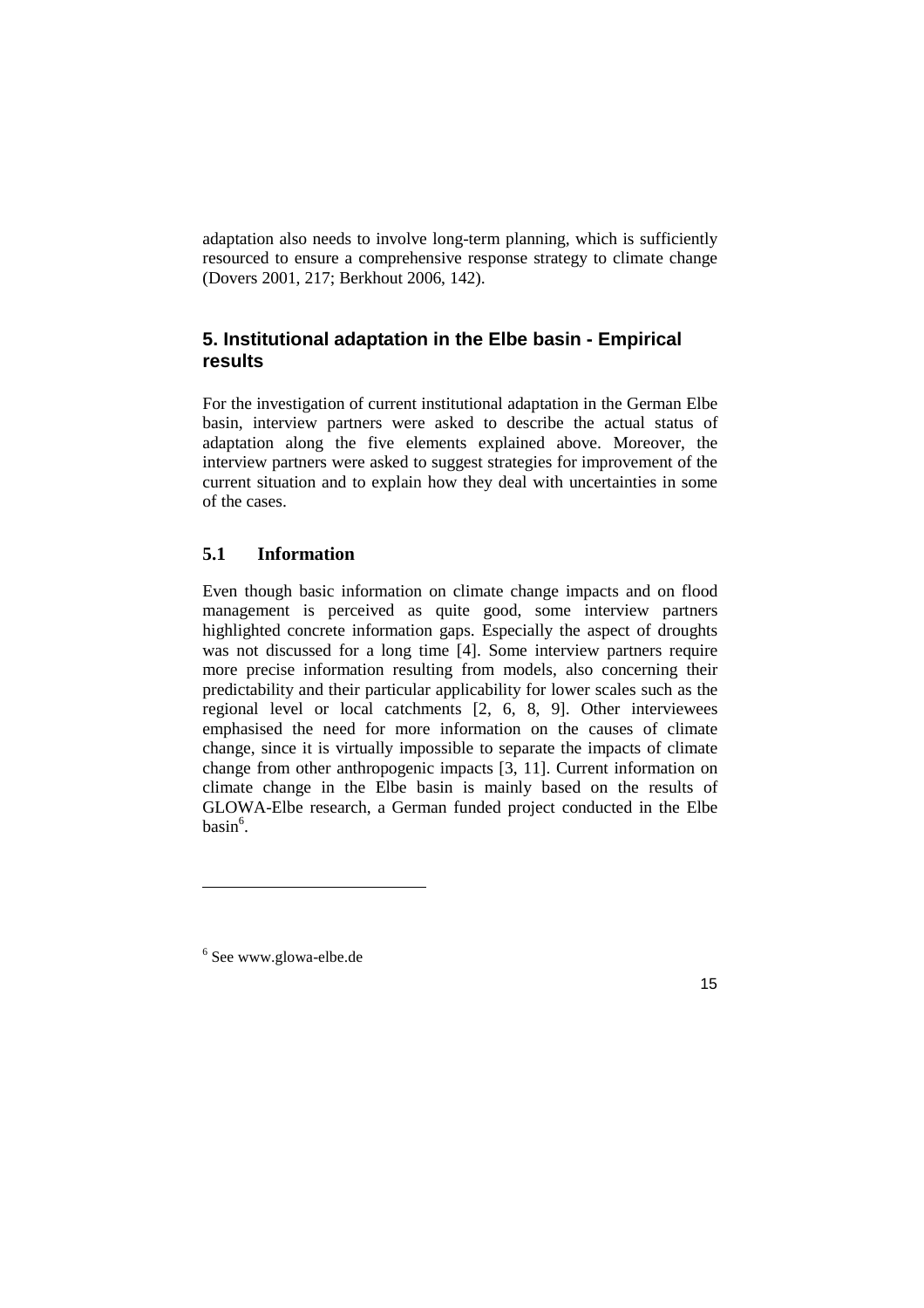adaptation also needs to involve long-term planning, which is sufficiently resourced to ensure a comprehensive response strategy to climate change (Dovers 2001, 217; Berkhout 2006, 142).

## 5. Institutional adaptation in the Elbe basin - Empirical results

For the investigation of current institutional adaptation in the German Elbe basin, interview partners were asked to describe the actual status of adaptation along the five elements explained above. Moreover, the interview partners were asked to suggest strategies for improvement of the current situation and to explain how they deal with uncertainties in some of the cases.

### 5.1 Information

Even though basic information on climate change impacts and on flood management is perceived as quite good, some interview partners highlighted concrete information gaps. Especially the aspect of droughts was not discussed for a long time [4]. Some interview partners require more precise information resulting from models, also concerning their predictability and their particular applicability for lower scales such as the regional level or local catchments [2, 6, 8, 9]. Other interviewees emphasised the need for more information on the causes of climate change, since it is virtually impossible to separate the impacts of climate change from other anthropogenic impacts [3, 11]. Current information on climate change in the Elbe basin is mainly based on the results of GLOWA-Elbe research, a German funded project conducted in the Elbe basin[6].

---

[6] See www.glowa-elbe.de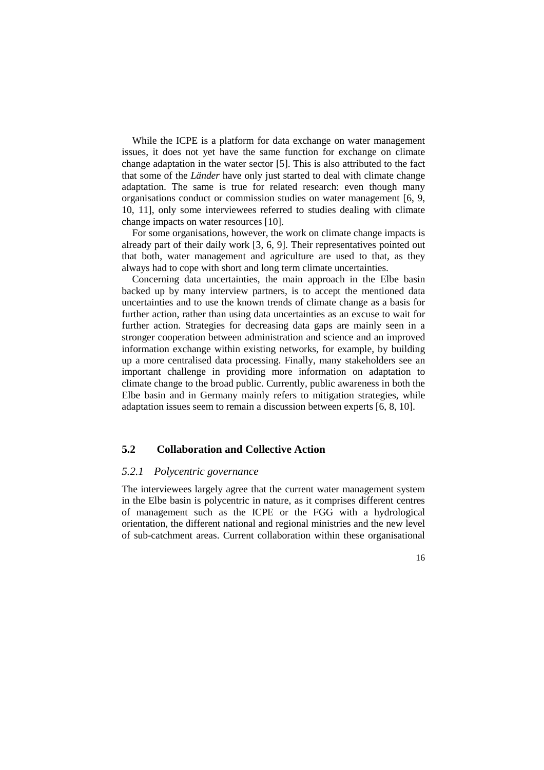While the ICPE is a platform for data exchange on water management issues, it does not yet have the same function for exchange on climate change adaptation in the water sector [5]. This is also attributed to the fact that some of the *Länder* have only just started to deal with climate change adaptation. The same is true for related research: even though many organisations conduct or commission studies on water management [6, 9, 10, 11], only some interviewees referred to studies dealing with climate change impacts on water resources [10].

For some organisations, however, the work on climate change impacts is already part of their daily work [3, 6, 9]. Their representatives pointed out that both, water management and agriculture are used to that, as they always had to cope with short and long term climate uncertainties.

Concerning data uncertainties, the main approach in the Elbe basin backed up by many interview partners, is to accept the mentioned data uncertainties and to use the known trends of climate change as a basis for further action, rather than using data uncertainties as an excuse to wait for further action. Strategies for decreasing data gaps are mainly seen in a stronger cooperation between administration and science and an improved information exchange within existing networks, for example, by building up a more centralised data processing. Finally, many stakeholders see an important challenge in providing more information on adaptation to climate change to the broad public. Currently, public awareness in both the Elbe basin and in Germany mainly refers to mitigation strategies, while adaptation issues seem to remain a discussion between experts [6, 8, 10].

## 5.2 Collaboration and Collective Action

### *5.2.1 Polycentric governance*

The interviewees largely agree that the current water management system in the Elbe basin is polycentric in nature, as it comprises different centres of management such as the ICPE or the FGG with a hydrological orientation, the different national and regional ministries and the new level of sub-catchment areas. Current collaboration within these organisational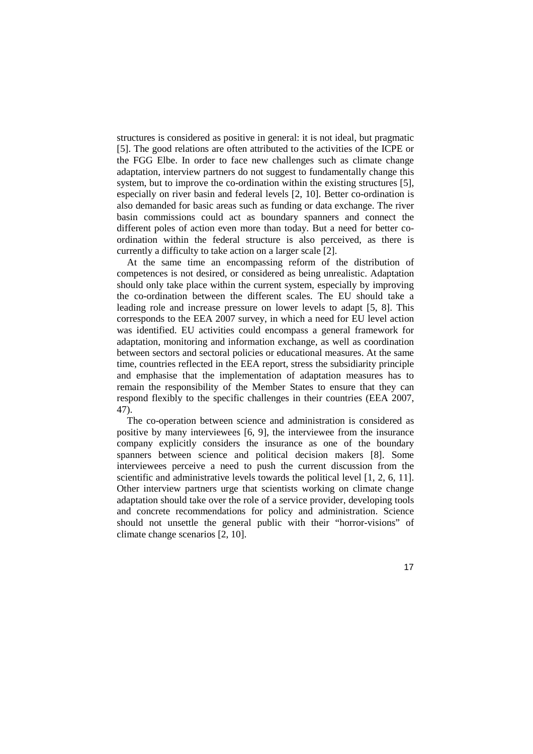structures is considered as positive in general: it is not ideal, but pragmatic [5]. The good relations are often attributed to the activities of the ICPE or the FGG Elbe. In order to face new challenges such as climate change adaptation, interview partners do not suggest to fundamentally change this system, but to improve the co-ordination within the existing structures [5], especially on river basin and federal levels [2, 10]. Better co-ordination is also demanded for basic areas such as funding or data exchange. The river basin commissions could act as boundary spanners and connect the different poles of action even more than today. But a need for better co-ordination within the federal structure is also perceived, as there is currently a difficulty to take action on a larger scale [2].

At the same time an encompassing reform of the distribution of competences is not desired, or considered as being unrealistic. Adaptation should only take place within the current system, especially by improving the co-ordination between the different scales. The EU should take a leading role and increase pressure on lower levels to adapt [5, 8]. This corresponds to the EEA 2007 survey, in which a need for EU level action was identified. EU activities could encompass a general framework for adaptation, monitoring and information exchange, as well as coordination between sectors and sectoral policies or educational measures. At the same time, countries reflected in the EEA report, stress the subsidiarity principle and emphasise that the implementation of adaptation measures has to remain the responsibility of the Member States to ensure that they can respond flexibly to the specific challenges in their countries (EEA 2007, 47).

The co-operation between science and administration is considered as positive by many interviewees [6, 9], the interviewee from the insurance company explicitly considers the insurance as one of the boundary spanners between science and political decision makers [8]. Some interviewees perceive a need to push the current discussion from the scientific and administrative levels towards the political level [1, 2, 6, 11]. Other interview partners urge that scientists working on climate change adaptation should take over the role of a service provider, developing tools and concrete recommendations for policy and administration. Science should not unsettle the general public with their "horror-visions" of climate change scenarios [2, 10].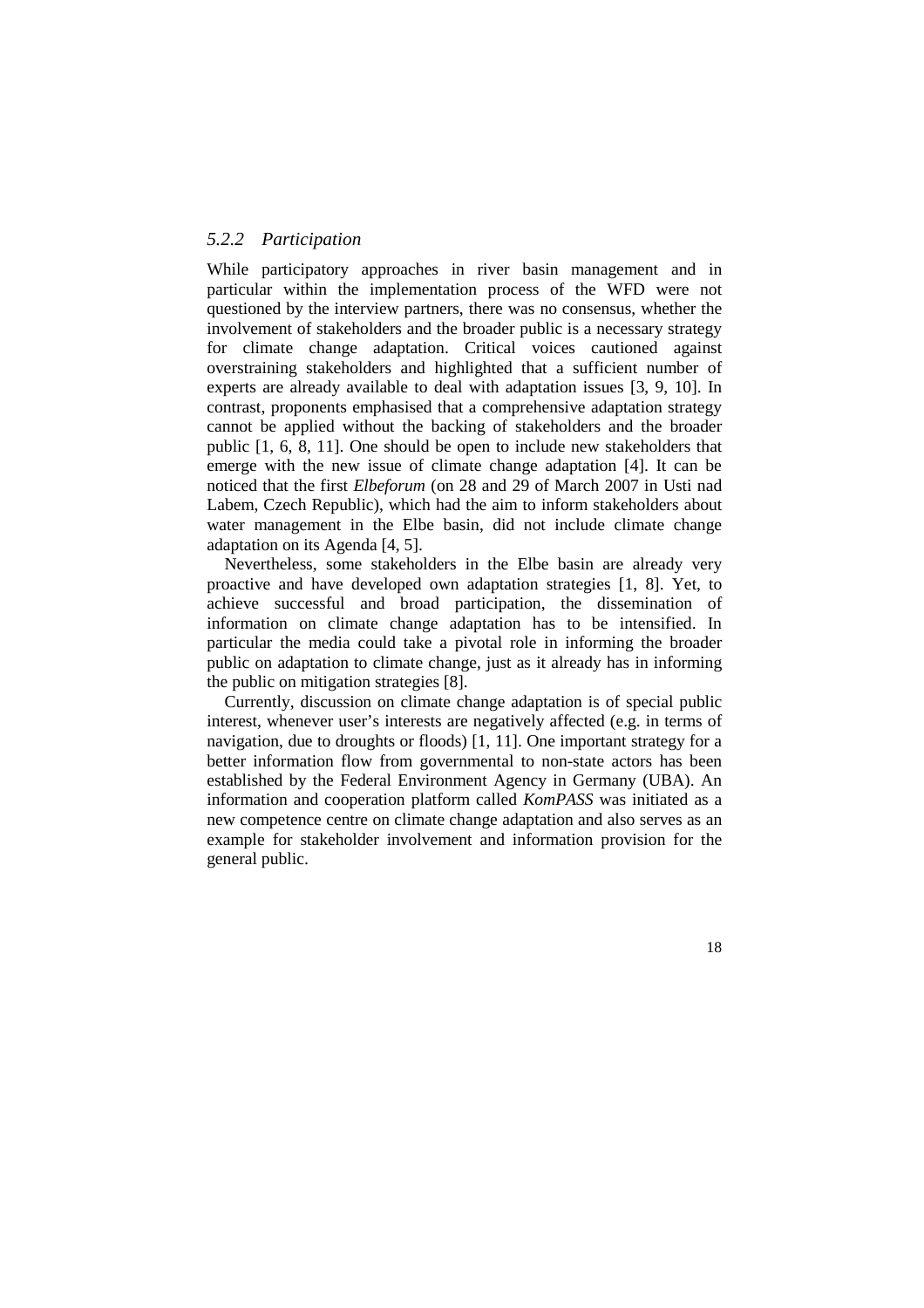### *5.2.2 Participation*

While participatory approaches in river basin management and in particular within the implementation process of the WFD were not questioned by the interview partners, there was no consensus, whether the involvement of stakeholders and the broader public is a necessary strategy for climate change adaptation. Critical voices cautioned against overstraining stakeholders and highlighted that a sufficient number of experts are already available to deal with adaptation issues [3, 9, 10]. In contrast, proponents emphasised that a comprehensive adaptation strategy cannot be applied without the backing of stakeholders and the broader public [1, 6, 8, 11]. One should be open to include new stakeholders that emerge with the new issue of climate change adaptation [4]. It can be noticed that the first *Elbeforum* (on 28 and 29 of March 2007 in Usti nad Labem, Czech Republic), which had the aim to inform stakeholders about water management in the Elbe basin, did not include climate change adaptation on its Agenda [4, 5].

Nevertheless, some stakeholders in the Elbe basin are already very proactive and have developed own adaptation strategies [1, 8]. Yet, to achieve successful and broad participation, the dissemination of information on climate change adaptation has to be intensified. In particular the media could take a pivotal role in informing the broader public on adaptation to climate change, just as it already has in informing the public on mitigation strategies [8].

Currently, discussion on climate change adaptation is of special public interest, whenever user's interests are negatively affected (e.g. in terms of navigation, due to droughts or floods) [1, 11]. One important strategy for a better information flow from governmental to non-state actors has been established by the Federal Environment Agency in Germany (UBA). An information and cooperation platform called *KomPASS* was initiated as a new competence centre on climate change adaptation and also serves as an example for stakeholder involvement and information provision for the general public.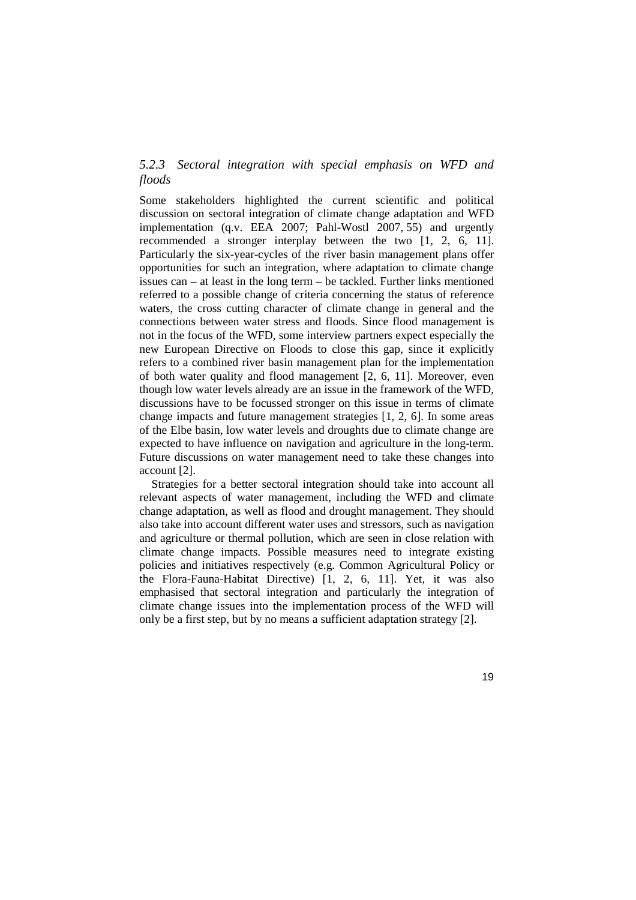### *5.2.3 Sectoral integration with special emphasis on WFD and floods*

Some stakeholders highlighted the current scientific and political discussion on sectoral integration of climate change adaptation and WFD implementation (q.v. EEA 2007; Pahl-Wostl 2007, 55) and urgently recommended a stronger interplay between the two [1, 2, 6, 11]. Particularly the six-year-cycles of the river basin management plans offer opportunities for such an integration, where adaptation to climate change issues can – at least in the long term – be tackled. Further links mentioned referred to a possible change of criteria concerning the status of reference waters, the cross cutting character of climate change in general and the connections between water stress and floods. Since flood management is not in the focus of the WFD, some interview partners expect especially the new European Directive on Floods to close this gap, since it explicitly refers to a combined river basin management plan for the implementation of both water quality and flood management [2, 6, 11]. Moreover, even though low water levels already are an issue in the framework of the WFD, discussions have to be focussed stronger on this issue in terms of climate change impacts and future management strategies [1, 2, 6]. In some areas of the Elbe basin, low water levels and droughts due to climate change are expected to have influence on navigation and agriculture in the long-term. Future discussions on water management need to take these changes into account [2].

Strategies for a better sectoral integration should take into account all relevant aspects of water management, including the WFD and climate change adaptation, as well as flood and drought management. They should also take into account different water uses and stressors, such as navigation and agriculture or thermal pollution, which are seen in close relation with climate change impacts. Possible measures need to integrate existing policies and initiatives respectively (e.g. Common Agricultural Policy or the Flora-Fauna-Habitat Directive) [1, 2, 6, 11]. Yet, it was also emphasised that sectoral integration and particularly the integration of climate change issues into the implementation process of the WFD will only be a first step, but by no means a sufficient adaptation strategy [2].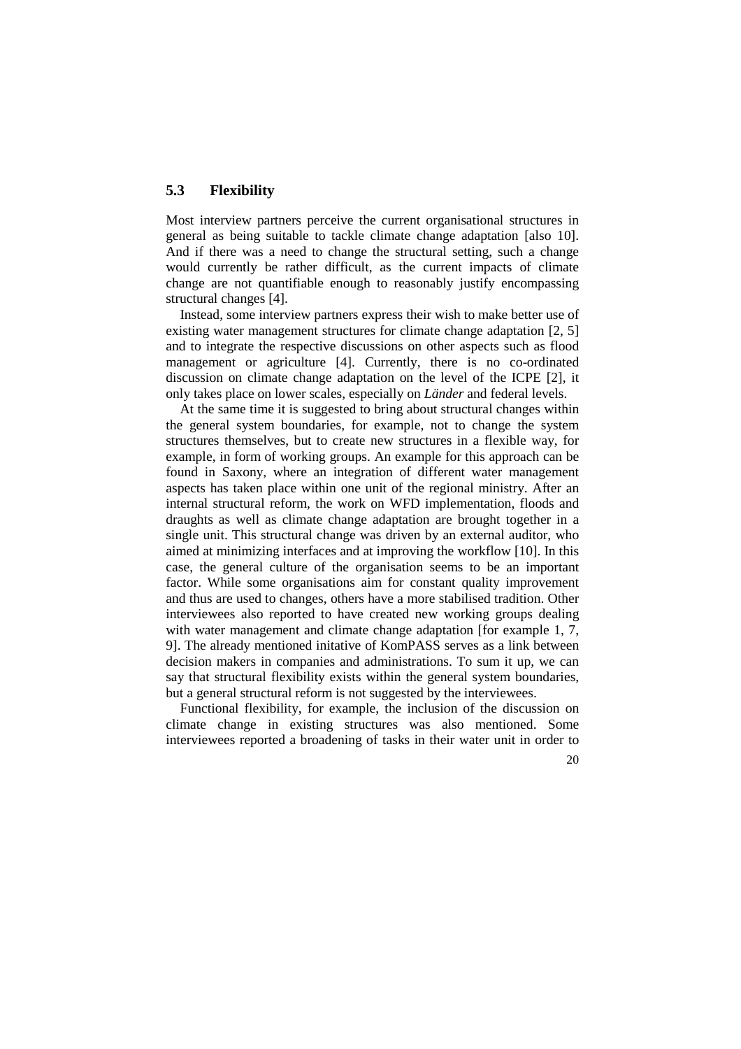## 5.3 Flexibility

Most interview partners perceive the current organisational structures in general as being suitable to tackle climate change adaptation [also 10]. And if there was a need to change the structural setting, such a change would currently be rather difficult, as the current impacts of climate change are not quantifiable enough to reasonably justify encompassing structural changes [4].

Instead, some interview partners express their wish to make better use of existing water management structures for climate change adaptation [2, 5] and to integrate the respective discussions on other aspects such as flood management or agriculture [4]. Currently, there is no co-ordinated discussion on climate change adaptation on the level of the ICPE [2], it only takes place on lower scales, especially on *Länder* and federal levels.

At the same time it is suggested to bring about structural changes within the general system boundaries, for example, not to change the system structures themselves, but to create new structures in a flexible way, for example, in form of working groups. An example for this approach can be found in Saxony, where an integration of different water management aspects has taken place within one unit of the regional ministry. After an internal structural reform, the work on WFD implementation, floods and draughts as well as climate change adaptation are brought together in a single unit. This structural change was driven by an external auditor, who aimed at minimizing interfaces and at improving the workflow [10]. In this case, the general culture of the organisation seems to be an important factor. While some organisations aim for constant quality improvement and thus are used to changes, others have a more stabilised tradition. Other interviewees also reported to have created new working groups dealing with water management and climate change adaptation [for example 1, 7, 9]. The already mentioned initative of KomPASS serves as a link between decision makers in companies and administrations. To sum it up, we can say that structural flexibility exists within the general system boundaries, but a general structural reform is not suggested by the interviewees.

Functional flexibility, for example, the inclusion of the discussion on climate change in existing structures was also mentioned. Some interviewees reported a broadening of tasks in their water unit in order to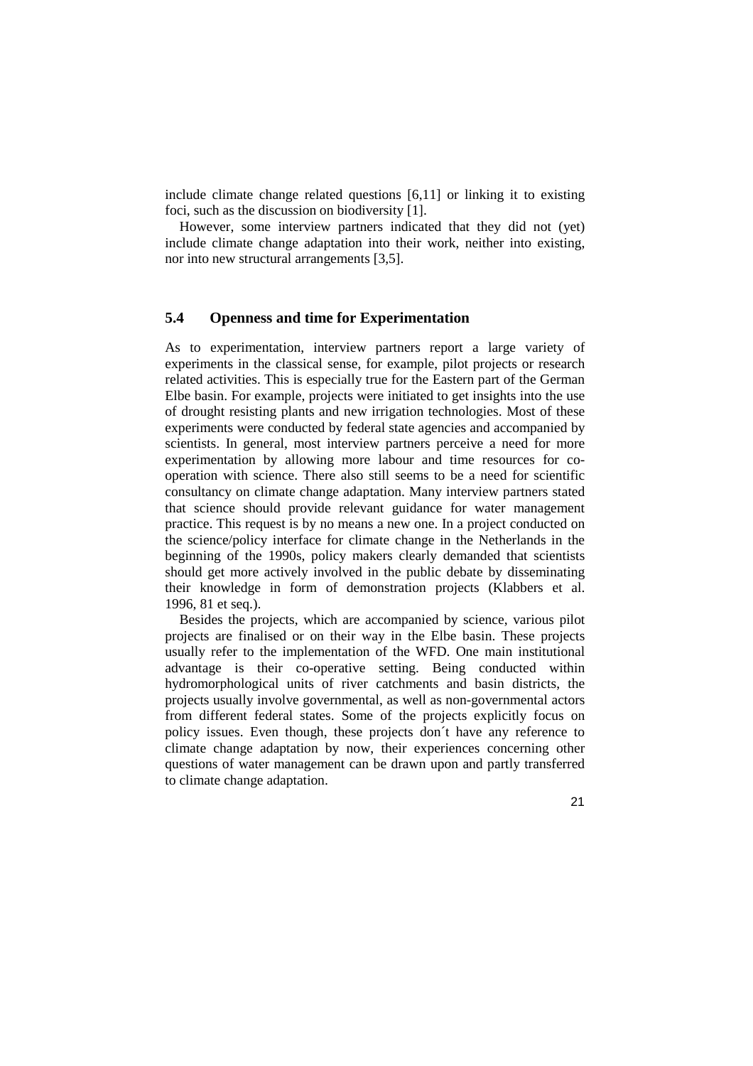include climate change related questions [6,11] or linking it to existing foci, such as the discussion on biodiversity [1].

However, some interview partners indicated that they did not (yet) include climate change adaptation into their work, neither into existing, nor into new structural arrangements [3,5].

## 5.4 Openness and time for Experimentation

As to experimentation, interview partners report a large variety of experiments in the classical sense, for example, pilot projects or research related activities. This is especially true for the Eastern part of the German Elbe basin. For example, projects were initiated to get insights into the use of drought resisting plants and new irrigation technologies. Most of these experiments were conducted by federal state agencies and accompanied by scientists. In general, most interview partners perceive a need for more experimentation by allowing more labour and time resources for co-operation with science. There also still seems to be a need for scientific consultancy on climate change adaptation. Many interview partners stated that science should provide relevant guidance for water management practice. This request is by no means a new one. In a project conducted on the science/policy interface for climate change in the Netherlands in the beginning of the 1990s, policy makers clearly demanded that scientists should get more actively involved in the public debate by disseminating their knowledge in form of demonstration projects (Klabbers et al. 1996, 81 et seq.).

Besides the projects, which are accompanied by science, various pilot projects are finalised or on their way in the Elbe basin. These projects usually refer to the implementation of the WFD. One main institutional advantage is their co-operative setting. Being conducted within hydromorphological units of river catchments and basin districts, the projects usually involve governmental, as well as non-governmental actors from different federal states. Some of the projects explicitly focus on policy issues. Even though, these projects don´t have any reference to climate change adaptation by now, their experiences concerning other questions of water management can be drawn upon and partly transferred to climate change adaptation.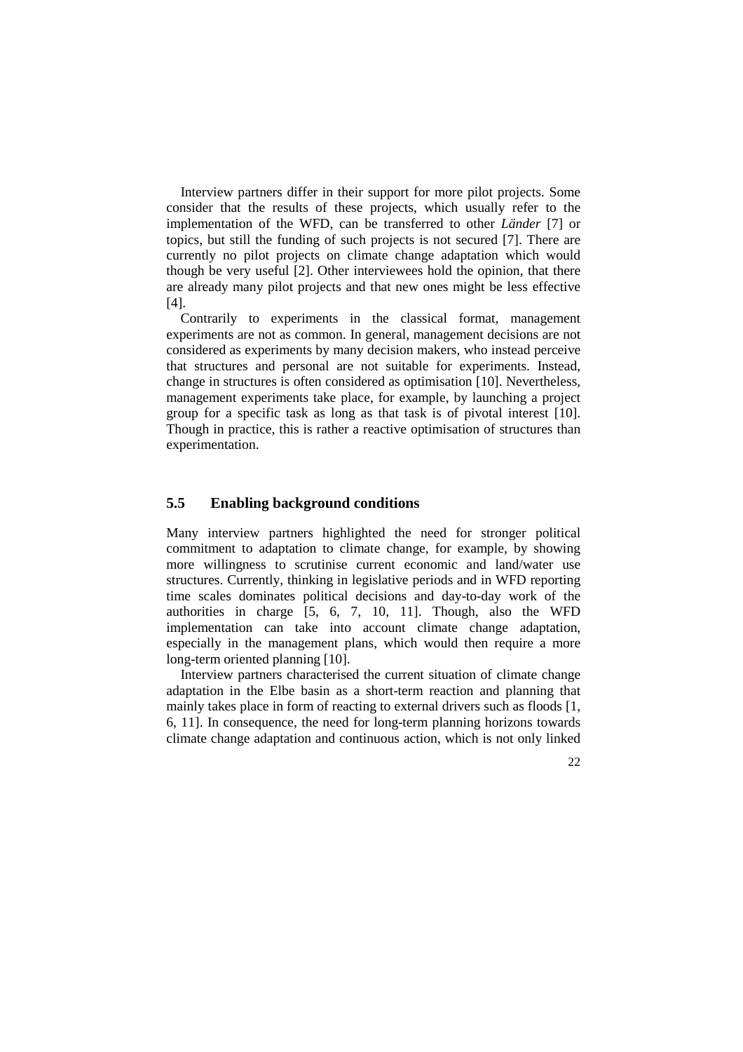Interview partners differ in their support for more pilot projects. Some consider that the results of these projects, which usually refer to the implementation of the WFD, can be transferred to other *Länder* [7] or topics, but still the funding of such projects is not secured [7]. There are currently no pilot projects on climate change adaptation which would though be very useful [2]. Other interviewees hold the opinion, that there are already many pilot projects and that new ones might be less effective [4].

Contrarily to experiments in the classical format, management experiments are not as common. In general, management decisions are not considered as experiments by many decision makers, who instead perceive that structures and personal are not suitable for experiments. Instead, change in structures is often considered as optimisation [10]. Nevertheless, management experiments take place, for example, by launching a project group for a specific task as long as that task is of pivotal interest [10]. Though in practice, this is rather a reactive optimisation of structures than experimentation.

## 5.5 Enabling background conditions

Many interview partners highlighted the need for stronger political commitment to adaptation to climate change, for example, by showing more willingness to scrutinise current economic and land/water use structures. Currently, thinking in legislative periods and in WFD reporting time scales dominates political decisions and day-to-day work of the authorities in charge [5, 6, 7, 10, 11]. Though, also the WFD implementation can take into account climate change adaptation, especially in the management plans, which would then require a more long-term oriented planning [10].

Interview partners characterised the current situation of climate change adaptation in the Elbe basin as a short-term reaction and planning that mainly takes place in form of reacting to external drivers such as floods [1, 6, 11]. In consequence, the need for long-term planning horizons towards climate change adaptation and continuous action, which is not only linked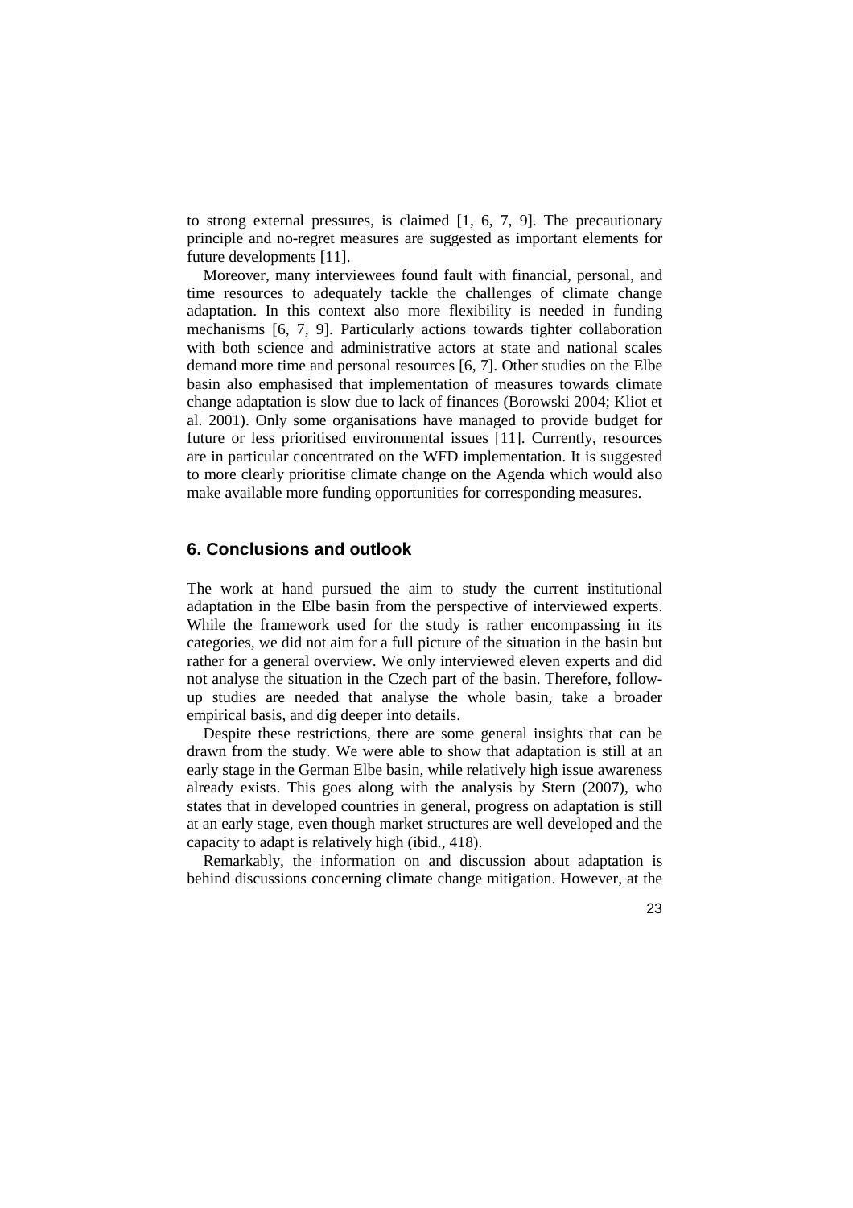to strong external pressures, is claimed [1, 6, 7, 9]. The precautionary principle and no-regret measures are suggested as important elements for future developments [11].

Moreover, many interviewees found fault with financial, personal, and time resources to adequately tackle the challenges of climate change adaptation. In this context also more flexibility is needed in funding mechanisms [6, 7, 9]. Particularly actions towards tighter collaboration with both science and administrative actors at state and national scales demand more time and personal resources [6, 7]. Other studies on the Elbe basin also emphasised that implementation of measures towards climate change adaptation is slow due to lack of finances (Borowski 2004; Kliot et al. 2001). Only some organisations have managed to provide budget for future or less prioritised environmental issues [11]. Currently, resources are in particular concentrated on the WFD implementation. It is suggested to more clearly prioritise climate change on the Agenda which would also make available more funding opportunities for corresponding measures.

## 6. Conclusions and outlook

The work at hand pursued the aim to study the current institutional adaptation in the Elbe basin from the perspective of interviewed experts. While the framework used for the study is rather encompassing in its categories, we did not aim for a full picture of the situation in the basin but rather for a general overview. We only interviewed eleven experts and did not analyse the situation in the Czech part of the basin. Therefore, follow-up studies are needed that analyse the whole basin, take a broader empirical basis, and dig deeper into details.

Despite these restrictions, there are some general insights that can be drawn from the study. We were able to show that adaptation is still at an early stage in the German Elbe basin, while relatively high issue awareness already exists. This goes along with the analysis by Stern (2007), who states that in developed countries in general, progress on adaptation is still at an early stage, even though market structures are well developed and the capacity to adapt is relatively high (ibid., 418).

Remarkably, the information on and discussion about adaptation is behind discussions concerning climate change mitigation. However, at the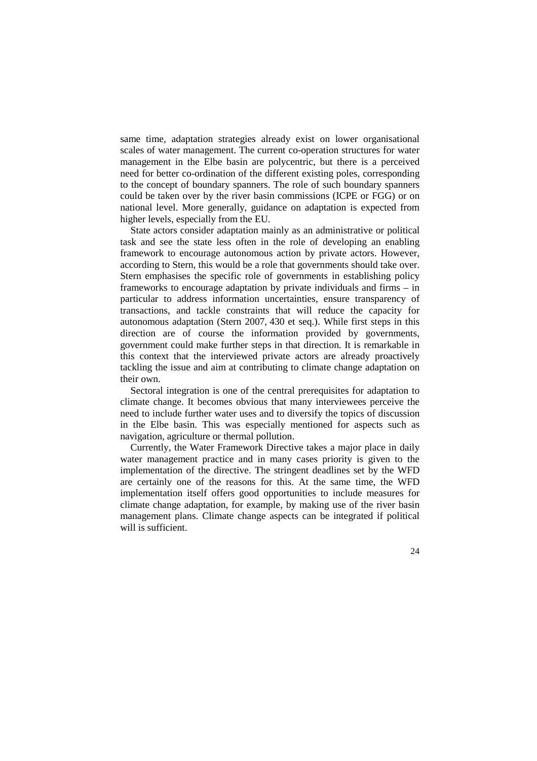same time, adaptation strategies already exist on lower organisational scales of water management. The current co-operation structures for water management in the Elbe basin are polycentric, but there is a perceived need for better co-ordination of the different existing poles, corresponding to the concept of boundary spanners. The role of such boundary spanners could be taken over by the river basin commissions (ICPE or FGG) or on national level. More generally, guidance on adaptation is expected from higher levels, especially from the EU.

State actors consider adaptation mainly as an administrative or political task and see the state less often in the role of developing an enabling framework to encourage autonomous action by private actors. However, according to Stern, this would be a role that governments should take over. Stern emphasises the specific role of governments in establishing policy frameworks to encourage adaptation by private individuals and firms – in particular to address information uncertainties, ensure transparency of transactions, and tackle constraints that will reduce the capacity for autonomous adaptation (Stern 2007, 430 et seq.). While first steps in this direction are of course the information provided by governments, government could make further steps in that direction. It is remarkable in this context that the interviewed private actors are already proactively tackling the issue and aim at contributing to climate change adaptation on their own.

Sectoral integration is one of the central prerequisites for adaptation to climate change. It becomes obvious that many interviewees perceive the need to include further water uses and to diversify the topics of discussion in the Elbe basin. This was especially mentioned for aspects such as navigation, agriculture or thermal pollution.

Currently, the Water Framework Directive takes a major place in daily water management practice and in many cases priority is given to the implementation of the directive. The stringent deadlines set by the WFD are certainly one of the reasons for this. At the same time, the WFD implementation itself offers good opportunities to include measures for climate change adaptation, for example, by making use of the river basin management plans. Climate change aspects can be integrated if political will is sufficient.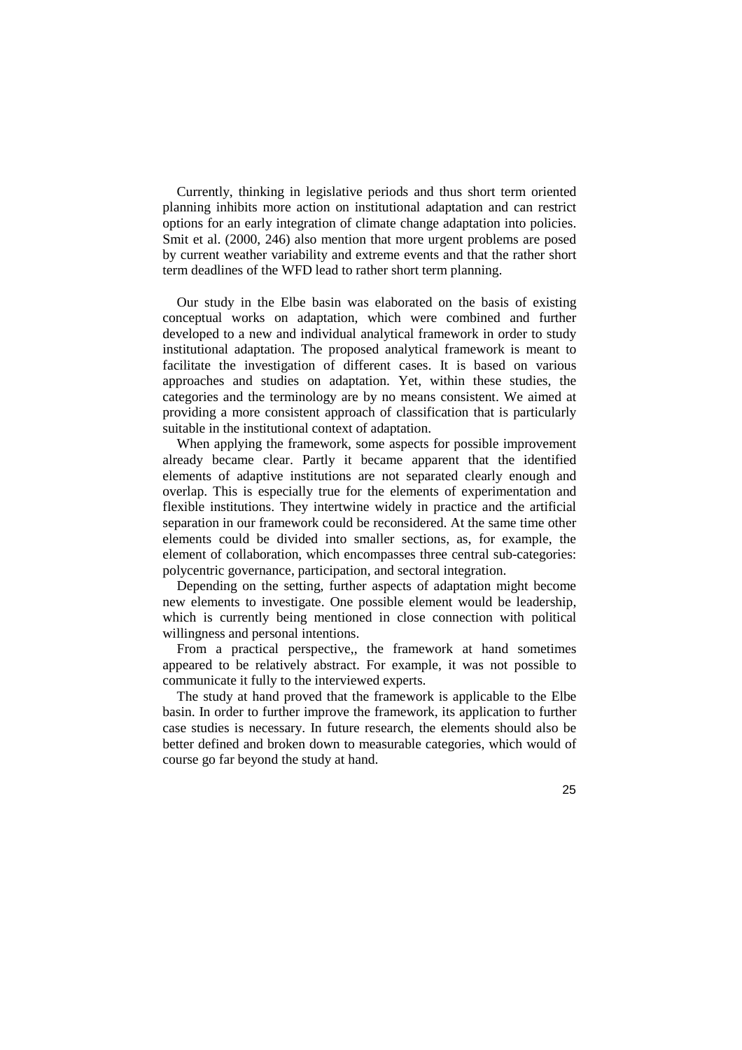Currently, thinking in legislative periods and thus short term oriented planning inhibits more action on institutional adaptation and can restrict options for an early integration of climate change adaptation into policies. Smit et al. (2000, 246) also mention that more urgent problems are posed by current weather variability and extreme events and that the rather short term deadlines of the WFD lead to rather short term planning.

Our study in the Elbe basin was elaborated on the basis of existing conceptual works on adaptation, which were combined and further developed to a new and individual analytical framework in order to study institutional adaptation. The proposed analytical framework is meant to facilitate the investigation of different cases. It is based on various approaches and studies on adaptation. Yet, within these studies, the categories and the terminology are by no means consistent. We aimed at providing a more consistent approach of classification that is particularly suitable in the institutional context of adaptation.

When applying the framework, some aspects for possible improvement already became clear. Partly it became apparent that the identified elements of adaptive institutions are not separated clearly enough and overlap. This is especially true for the elements of experimentation and flexible institutions. They intertwine widely in practice and the artificial separation in our framework could be reconsidered. At the same time other elements could be divided into smaller sections, as, for example, the element of collaboration, which encompasses three central sub-categories: polycentric governance, participation, and sectoral integration.

Depending on the setting, further aspects of adaptation might become new elements to investigate. One possible element would be leadership, which is currently being mentioned in close connection with political willingness and personal intentions.

From a practical perspective,, the framework at hand sometimes appeared to be relatively abstract. For example, it was not possible to communicate it fully to the interviewed experts.

The study at hand proved that the framework is applicable to the Elbe basin. In order to further improve the framework, its application to further case studies is necessary. In future research, the elements should also be better defined and broken down to measurable categories, which would of course go far beyond the study at hand.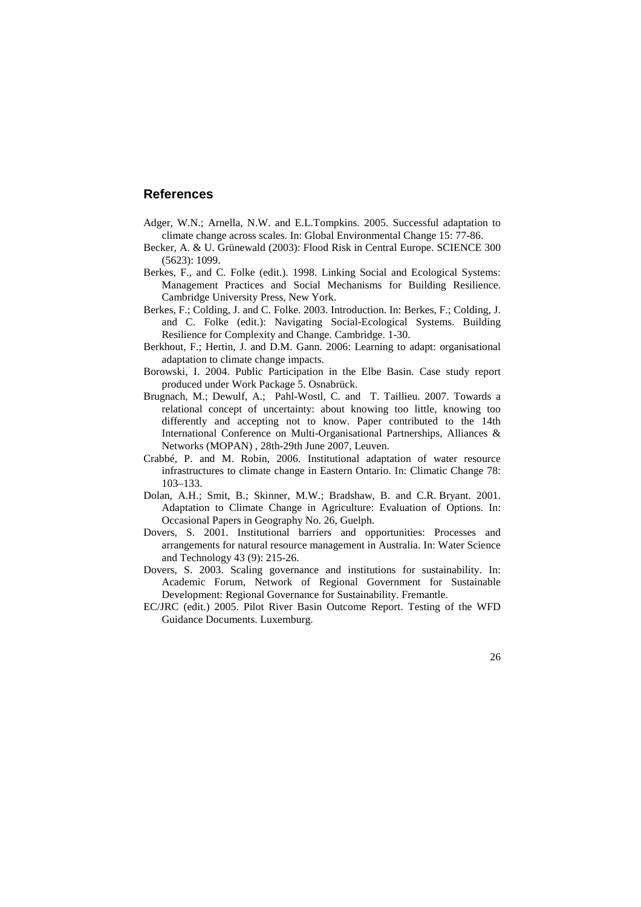## References

Adger, W.N.; Arnella, N.W. and E.L.Tompkins. 2005. Successful adaptation to climate change across scales. In: Global Environmental Change 15: 77-86.

Becker, A. & U. Grünewald (2003): Flood Risk in Central Europe. SCIENCE 300 (5623): 1099.

Berkes, F., and C. Folke (edit.). 1998. Linking Social and Ecological Systems: Management Practices and Social Mechanisms for Building Resilience. Cambridge University Press, New York.

Berkes, F.; Colding, J. and C. Folke. 2003. Introduction. In: Berkes, F.; Colding, J. and C. Folke (edit.): Navigating Social-Ecological Systems. Building Resilience for Complexity and Change. Cambridge. 1-30.

Berkhout, F.; Hertin, J. and D.M. Gann. 2006: Learning to adapt: organisational adaptation to climate change impacts.

Borowski, I. 2004. Public Participation in the Elbe Basin. Case study report produced under Work Package 5. Osnabrück.

Brugnach, M.; Dewulf, A.; Pahl-Wostl, C. and T. Taillieu. 2007. Towards a relational concept of uncertainty: about knowing too little, knowing too differently and accepting not to know. Paper contributed to the 14th International Conference on Multi-Organisational Partnerships, Alliances & Networks (MOPAN) , 28th-29th June 2007, Leuven.

Crabbé, P. and M. Robin, 2006. Institutional adaptation of water resource infrastructures to climate change in Eastern Ontario. In: Climatic Change 78: 103–133.

Dolan, A.H.; Smit, B.; Skinner, M.W.; Bradshaw, B. and C.R. Bryant. 2001. Adaptation to Climate Change in Agriculture: Evaluation of Options. In: Occasional Papers in Geography No. 26, Guelph.

Dovers, S. 2001. Institutional barriers and opportunities: Processes and arrangements for natural resource management in Australia. In: Water Science and Technology 43 (9): 215-26.

Dovers, S. 2003. Scaling governance and institutions for sustainability. In: Academic Forum, Network of Regional Government for Sustainable Development: Regional Governance for Sustainability. Fremantle.

EC/JRC (edit.) 2005. Pilot River Basin Outcome Report. Testing of the WFD Guidance Documents. Luxemburg.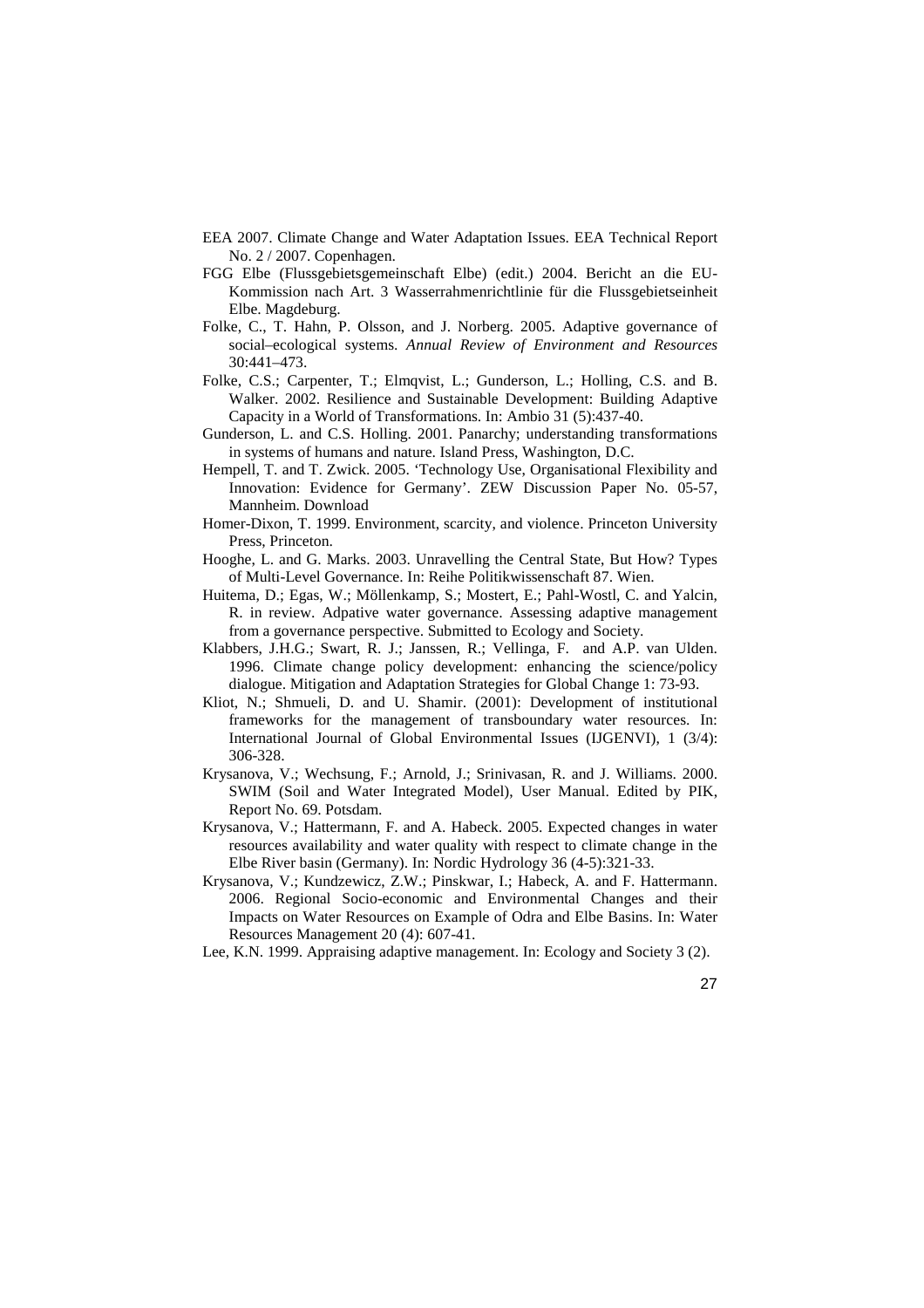EEA 2007. Climate Change and Water Adaptation Issues. EEA Technical Report No. 2 / 2007. Copenhagen.

FGG Elbe (Flussgebietsgemeinschaft Elbe) (edit.) 2004. Bericht an die EU-Kommission nach Art. 3 Wasserrahmenrichtlinie für die Flussgebietseinheit Elbe. Magdeburg.

Folke, C., T. Hahn, P. Olsson, and J. Norberg. 2005. Adaptive governance of social–ecological systems. *Annual Review of Environment and Resources* 30:441–473.

Folke, C.S.; Carpenter, T.; Elmqvist, L.; Gunderson, L.; Holling, C.S. and B. Walker. 2002. Resilience and Sustainable Development: Building Adaptive Capacity in a World of Transformations. In: Ambio 31 (5):437-40.

Gunderson, L. and C.S. Holling. 2001. Panarchy; understanding transformations in systems of humans and nature. Island Press, Washington, D.C.

Hempell, T. and T. Zwick. 2005. 'Technology Use, Organisational Flexibility and Innovation: Evidence for Germany'. ZEW Discussion Paper No. 05-57, Mannheim. Download

Homer-Dixon, T. 1999. Environment, scarcity, and violence. Princeton University Press, Princeton.

Hooghe, L. and G. Marks. 2003. Unravelling the Central State, But How? Types of Multi-Level Governance. In: Reihe Politikwissenschaft 87. Wien.

Huitema, D.; Egas, W.; Möllenkamp, S.; Mostert, E.; Pahl-Wostl, C. and Yalcin, R. in review. Adpative water governance. Assessing adaptive management from a governance perspective. Submitted to Ecology and Society.

Klabbers, J.H.G.; Swart, R. J.; Janssen, R.; Vellinga, F. and A.P. van Ulden. 1996. Climate change policy development: enhancing the science/policy dialogue. Mitigation and Adaptation Strategies for Global Change 1: 73-93.

Kliot, N.; Shmueli, D. and U. Shamir. (2001): Development of institutional frameworks for the management of transboundary water resources. In: International Journal of Global Environmental Issues (IJGENVI), 1 (3/4): 306-328.

Krysanova, V.; Wechsung, F.; Arnold, J.; Srinivasan, R. and J. Williams. 2000. SWIM (Soil and Water Integrated Model), User Manual. Edited by PIK, Report No. 69. Potsdam.

Krysanova, V.; Hattermann, F. and A. Habeck. 2005. Expected changes in water resources availability and water quality with respect to climate change in the Elbe River basin (Germany). In: Nordic Hydrology 36 (4-5):321-33.

Krysanova, V.; Kundzewicz, Z.W.; Pinskwar, I.; Habeck, A. and F. Hattermann. 2006. Regional Socio-economic and Environmental Changes and their Impacts on Water Resources on Example of Odra and Elbe Basins. In: Water Resources Management 20 (4): 607-41.

Lee, K.N. 1999. Appraising adaptive management. In: Ecology and Society 3 (2).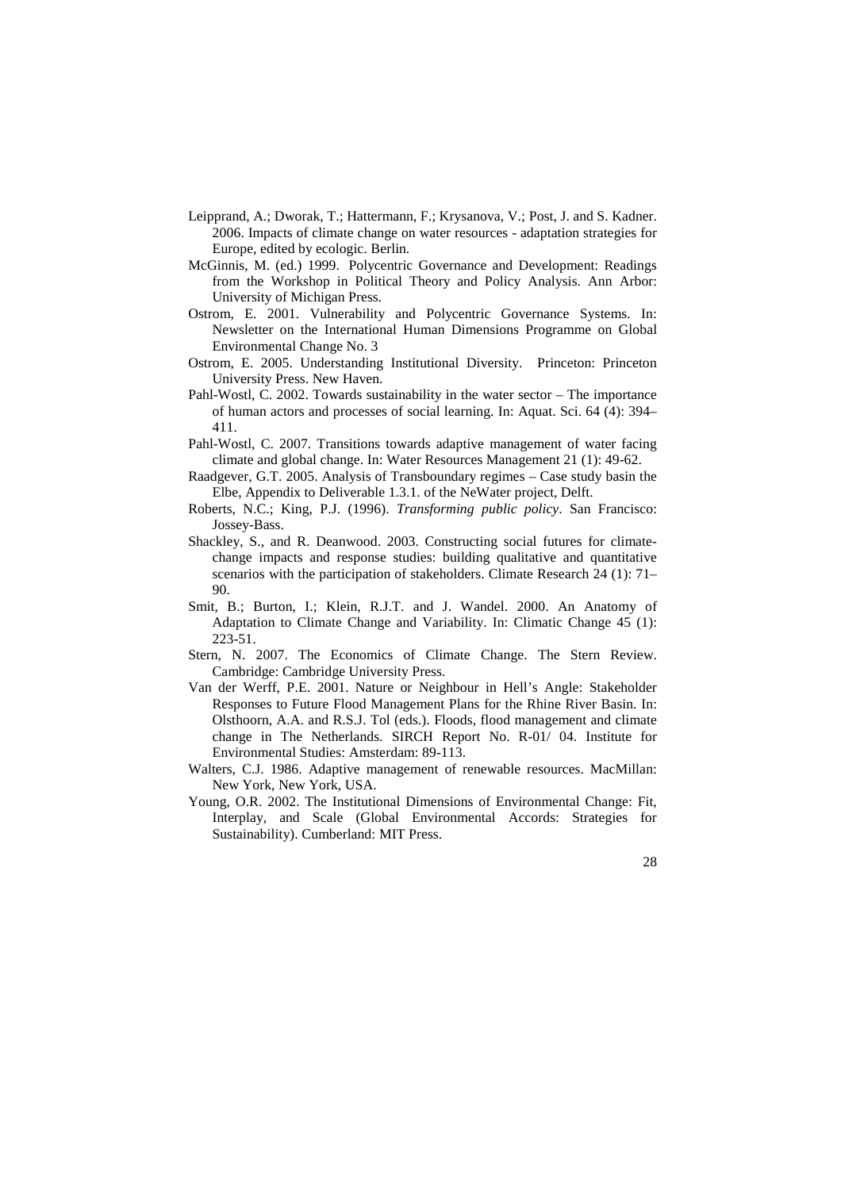Leipprand, A.; Dworak, T.; Hattermann, F.; Krysanova, V.; Post, J. and S. Kadner. 2006. Impacts of climate change on water resources - adaptation strategies for Europe, edited by ecologic. Berlin.

McGinnis, M. (ed.) 1999. Polycentric Governance and Development: Readings from the Workshop in Political Theory and Policy Analysis. Ann Arbor: University of Michigan Press.

Ostrom, E. 2001. Vulnerability and Polycentric Governance Systems. In: Newsletter on the International Human Dimensions Programme on Global Environmental Change No. 3

Ostrom, E. 2005. Understanding Institutional Diversity. Princeton: Princeton University Press. New Haven.

Pahl-Wostl, C. 2002. Towards sustainability in the water sector – The importance of human actors and processes of social learning. In: Aquat. Sci. 64 (4): 394–411.

Pahl-Wostl, C. 2007. Transitions towards adaptive management of water facing climate and global change. In: Water Resources Management 21 (1): 49-62.

Raadgever, G.T. 2005. Analysis of Transboundary regimes – Case study basin the Elbe, Appendix to Deliverable 1.3.1. of the NeWater project, Delft.

Roberts, N.C.; King, P.J. (1996). *Transforming public policy*. San Francisco: Jossey-Bass.

Shackley, S., and R. Deanwood. 2003. Constructing social futures for climate-change impacts and response studies: building qualitative and quantitative scenarios with the participation of stakeholders. Climate Research 24 (1): 71–90.

Smit, B.; Burton, I.; Klein, R.J.T. and J. Wandel. 2000. An Anatomy of Adaptation to Climate Change and Variability. In: Climatic Change 45 (1): 223-51.

Stern, N. 2007. The Economics of Climate Change. The Stern Review. Cambridge: Cambridge University Press.

Van der Werff, P.E. 2001. Nature or Neighbour in Hell's Angle: Stakeholder Responses to Future Flood Management Plans for the Rhine River Basin. In: Olsthoorn, A.A. and R.S.J. Tol (eds.). Floods, flood management and climate change in The Netherlands. SIRCH Report No. R-01/ 04. Institute for Environmental Studies: Amsterdam: 89-113.

Walters, C.J. 1986. Adaptive management of renewable resources. MacMillan: New York, New York, USA.

Young, O.R. 2002. The Institutional Dimensions of Environmental Change: Fit, Interplay, and Scale (Global Environmental Accords: Strategies for Sustainability). Cumberland: MIT Press.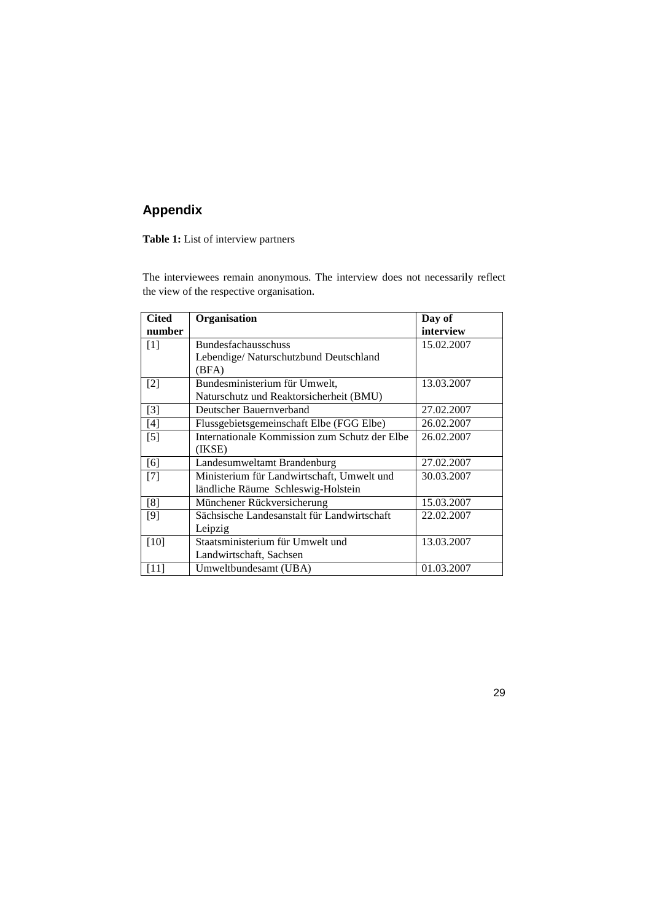## Appendix

**Table 1:** List of interview partners

The interviewees remain anonymous. The interview does not necessarily reflect the view of the respective organisation.

| Cited number | Organisation | Day of interview |
|---|---|---|
| [1] | Bundesfachausschuss Lebendige/ Naturschutzbund Deutschland (BFA) | 15.02.2007 |
| [2] | Bundesministerium für Umwelt, Naturschutz und Reaktorsicherheit (BMU) | 13.03.2007 |
| [3] | Deutscher Bauernverband | 27.02.2007 |
| [4] | Flussgebietsgemeinschaft Elbe (FGG Elbe) | 26.02.2007 |
| [5] | Internationale Kommission zum Schutz der Elbe (IKSE) | 26.02.2007 |
| [6] | Landesumweltamt Brandenburg | 27.02.2007 |
| [7] | Ministerium für Landwirtschaft, Umwelt und ländliche Räume Schleswig-Holstein | 30.03.2007 |
| [8] | Münchener Rückversicherung | 15.03.2007 |
| [9] | Sächsische Landesanstalt für Landwirtschaft Leipzig | 22.02.2007 |
| [10] | Staatsministerium für Umwelt und Landwirtschaft, Sachsen | 13.03.2007 |
| [11] | Umweltbundesamt (UBA) | 01.03.2007 |